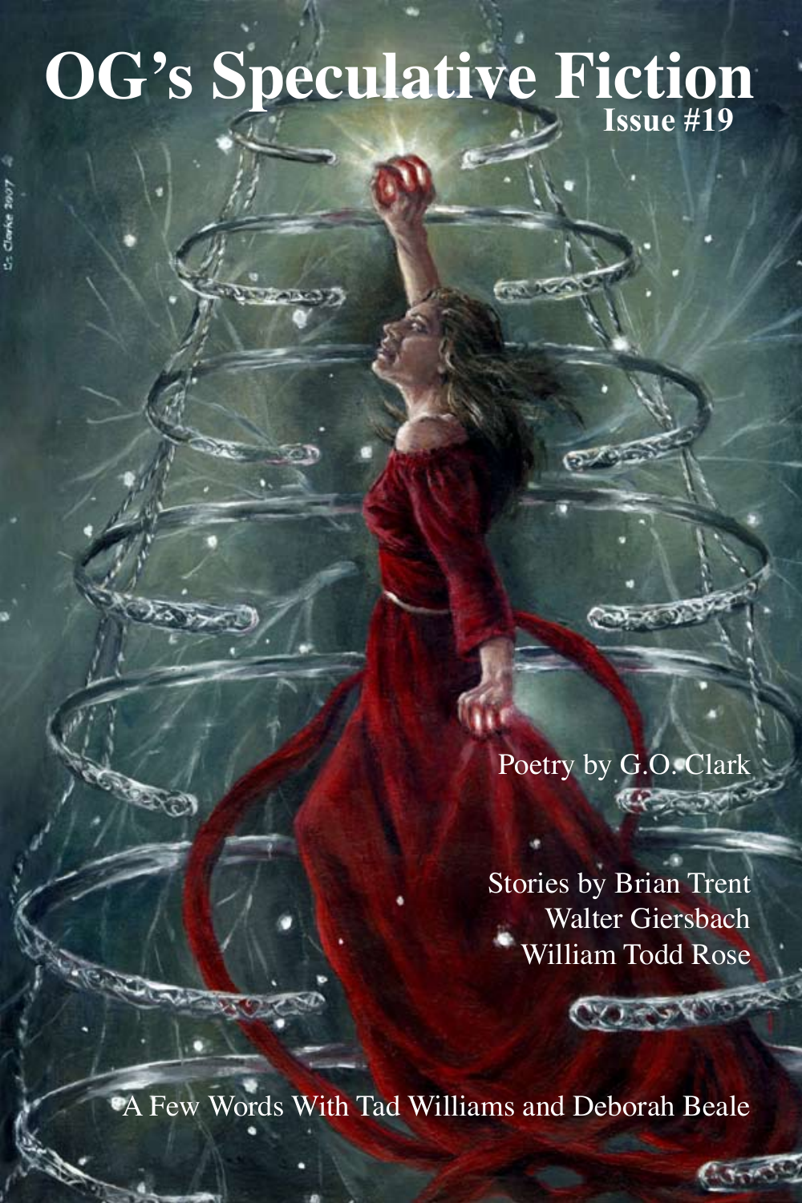# OG's Speculative Fiction

**Issue #19**

Poetry by G.O. Clark

Stories by Brian Trent
Walter Giersbach
William Todd Rose

A Few Words With Tad Williams and Deborah Beale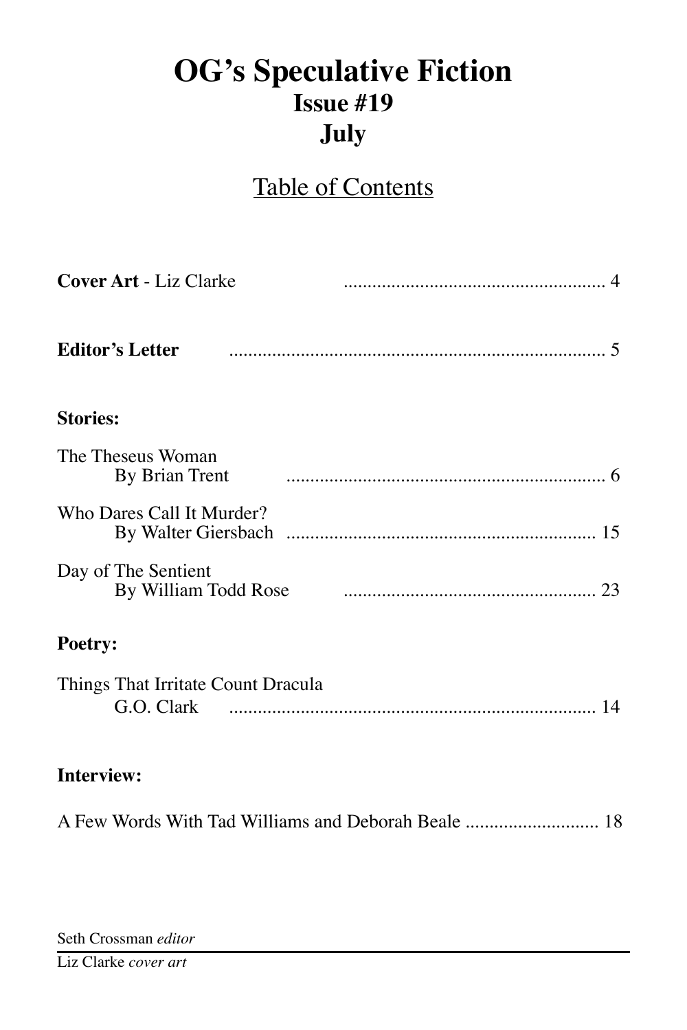# OG's Speculative Fiction
## Issue #19
## July

### Table of Contents

**Cover Art** - Liz Clarke ....................................................... 4

**Editor's Letter** ............................................................................. 5

**Stories:**

The Theseus Woman
By Brian Trent ................................................................... 6

Who Dares Call It Murder?
By Walter Giersbach ................................................................. 15

Day of The Sentient
By William Todd Rose ..................................................... 23

**Poetry:**

Things That Irritate Count Dracula
G.O. Clark ............................................................................ 14

**Interview:**

A Few Words With Tad Williams and Deborah Beale ............................ 18

Seth Crossman *editor*

Liz Clarke *cover art*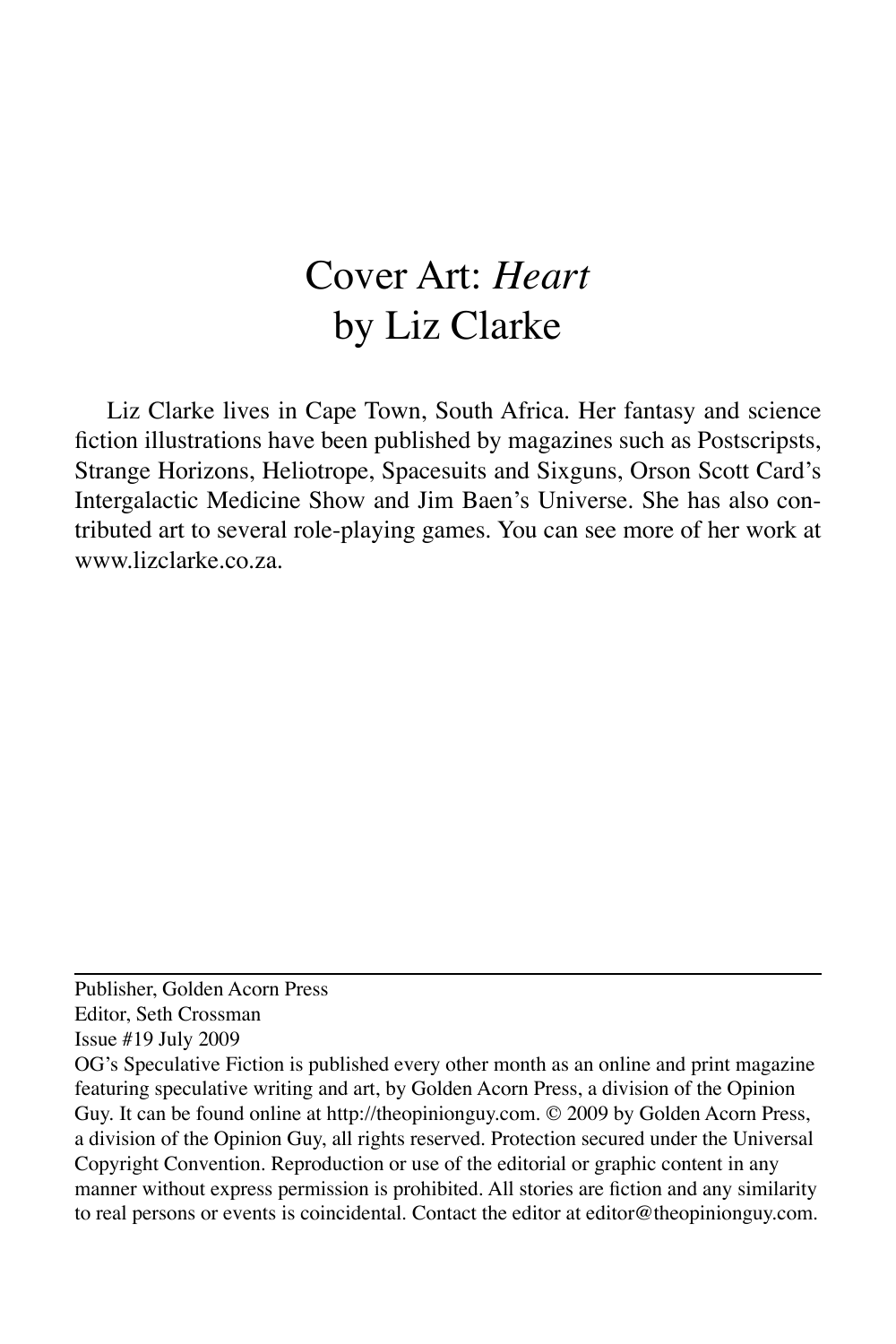# Cover Art: *Heart*
# by Liz Clarke

Liz Clarke lives in Cape Town, South Africa. Her fantasy and science fiction illustrations have been published by magazines such as Postscripsts, Strange Horizons, Heliotrope, Spacesuits and Sixguns, Orson Scott Card's Intergalactic Medicine Show and Jim Baen's Universe. She has also contributed art to several role-playing games. You can see more of her work at www.lizclarke.co.za.

---

Publisher, Golden Acorn Press
Editor, Seth Crossman
Issue #19 July 2009
OG's Speculative Fiction is published every other month as an online and print magazine featuring speculative writing and art, by Golden Acorn Press, a division of the Opinion Guy. It can be found online at http://theopinionguy.com. © 2009 by Golden Acorn Press, a division of the Opinion Guy, all rights reserved. Protection secured under the Universal Copyright Convention. Reproduction or use of the editorial or graphic content in any manner without express permission is prohibited. All stories are fiction and any similarity to real persons or events is coincidental. Contact the editor at editor@theopinionguy.com.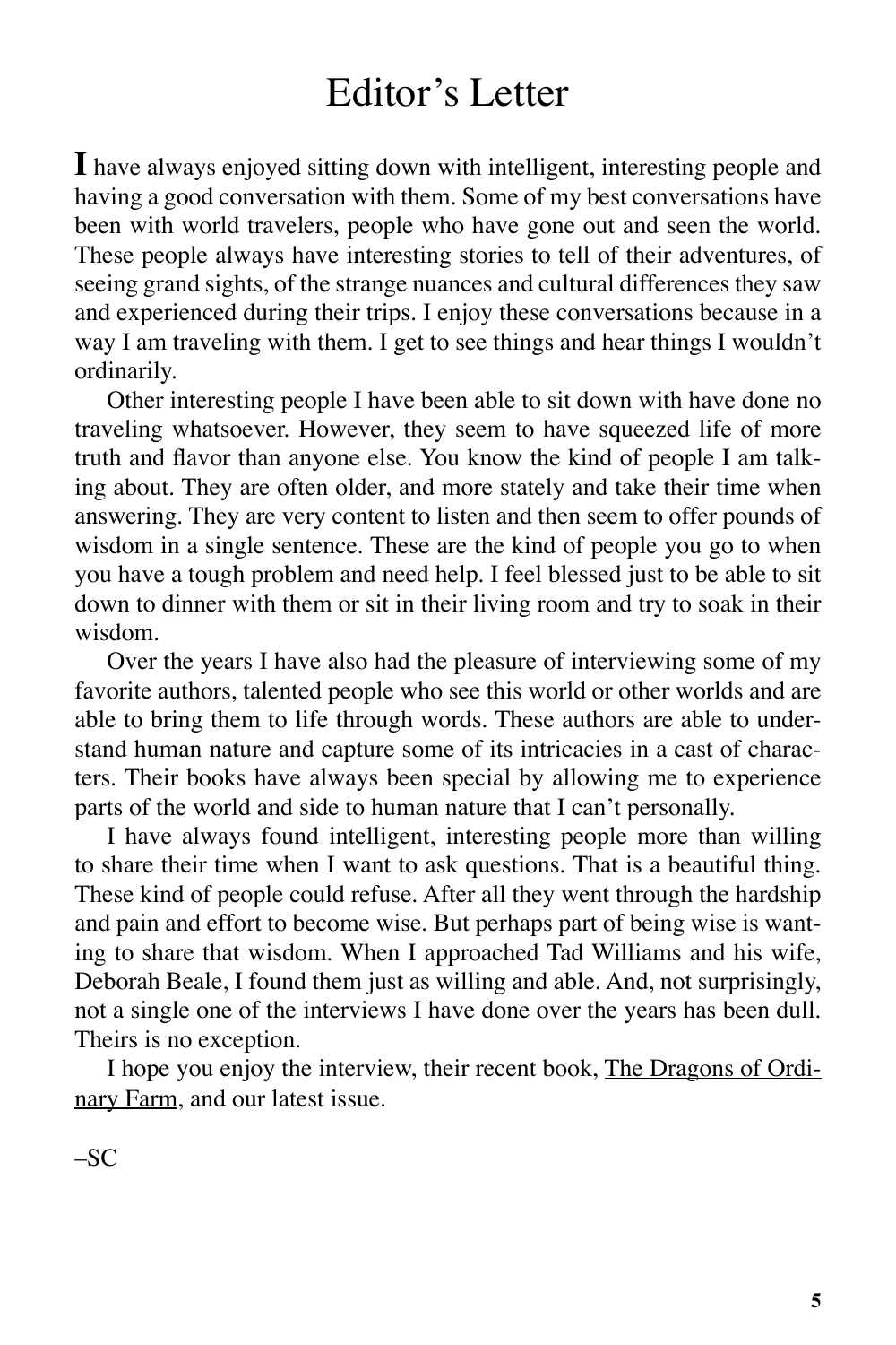# Editor's Letter

**I** have always enjoyed sitting down with intelligent, interesting people and having a good conversation with them. Some of my best conversations have been with world travelers, people who have gone out and seen the world. These people always have interesting stories to tell of their adventures, of seeing grand sights, of the strange nuances and cultural differences they saw and experienced during their trips. I enjoy these conversations because in a way I am traveling with them. I get to see things and hear things I wouldn't ordinarily.

Other interesting people I have been able to sit down with have done no traveling whatsoever. However, they seem to have squeezed life of more truth and flavor than anyone else. You know the kind of people I am talking about. They are often older, and more stately and take their time when answering. They are very content to listen and then seem to offer pounds of wisdom in a single sentence. These are the kind of people you go to when you have a tough problem and need help. I feel blessed just to be able to sit down to dinner with them or sit in their living room and try to soak in their wisdom.

Over the years I have also had the pleasure of interviewing some of my favorite authors, talented people who see this world or other worlds and are able to bring them to life through words. These authors are able to understand human nature and capture some of its intricacies in a cast of characters. Their books have always been special by allowing me to experience parts of the world and side to human nature that I can't personally.

I have always found intelligent, interesting people more than willing to share their time when I want to ask questions. That is a beautiful thing. These kind of people could refuse. After all they went through the hardship and pain and effort to become wise. But perhaps part of being wise is wanting to share that wisdom. When I approached Tad Williams and his wife, Deborah Beale, I found them just as willing and able. And, not surprisingly, not a single one of the interviews I have done over the years has been dull. Theirs is no exception.

I hope you enjoy the interview, their recent book, The Dragons of Ordinary Farm, and our latest issue.

–SC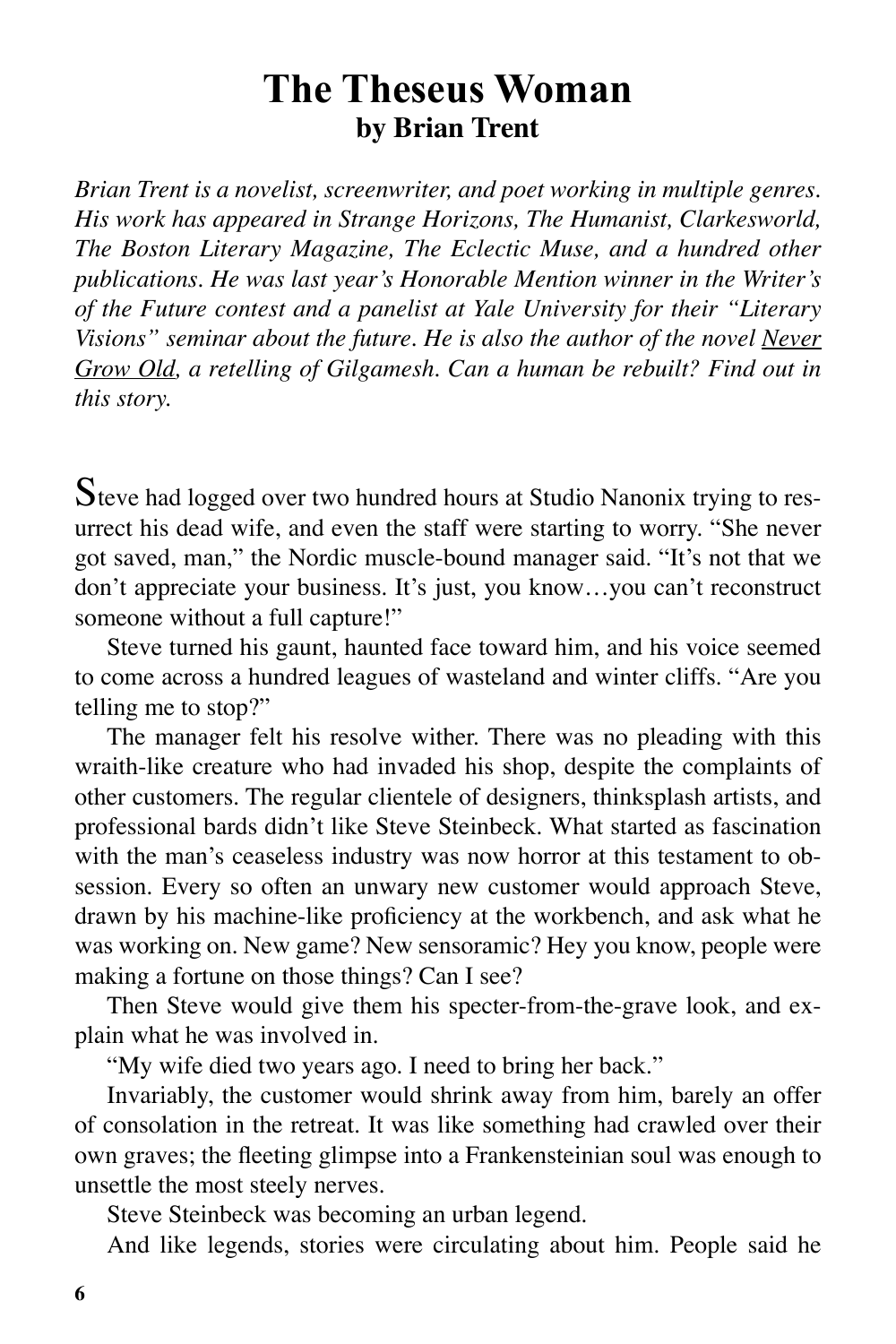# The Theseus Woman
## by Brian Trent

*Brian Trent is a novelist, screenwriter, and poet working in multiple genres. His work has appeared in Strange Horizons, The Humanist, Clarkesworld, The Boston Literary Magazine, The Eclectic Muse, and a hundred other publications. He was last year's Honorable Mention winner in the Writer's of the Future contest and a panelist at Yale University for their "Literary Visions" seminar about the future. He is also the author of the novel Never Grow Old, a retelling of Gilgamesh. Can a human be rebuilt? Find out in this story.*

Steve had logged over two hundred hours at Studio Nanonix trying to resurrect his dead wife, and even the staff were starting to worry. "She never got saved, man," the Nordic muscle-bound manager said. "It's not that we don't appreciate your business. It's just, you know…you can't reconstruct someone without a full capture!"

Steve turned his gaunt, haunted face toward him, and his voice seemed to come across a hundred leagues of wasteland and winter cliffs. "Are you telling me to stop?"

The manager felt his resolve wither. There was no pleading with this wraith-like creature who had invaded his shop, despite the complaints of other customers. The regular clientele of designers, thinksplash artists, and professional bards didn't like Steve Steinbeck. What started as fascination with the man's ceaseless industry was now horror at this testament to obsession. Every so often an unwary new customer would approach Steve, drawn by his machine-like proficiency at the workbench, and ask what he was working on. New game? New sensoramic? Hey you know, people were making a fortune on those things? Can I see?

Then Steve would give them his specter-from-the-grave look, and explain what he was involved in.

"My wife died two years ago. I need to bring her back."

Invariably, the customer would shrink away from him, barely an offer of consolation in the retreat. It was like something had crawled over their own graves; the fleeting glimpse into a Frankensteinian soul was enough to unsettle the most steely nerves.

Steve Steinbeck was becoming an urban legend.

And like legends, stories were circulating about him. People said he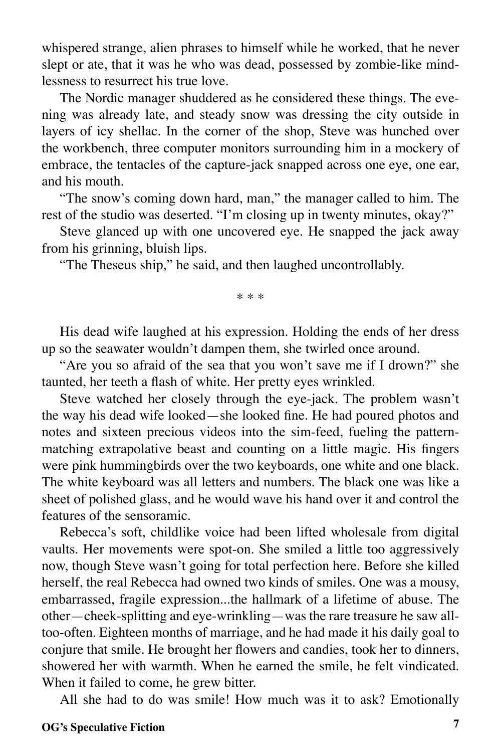whispered strange, alien phrases to himself while he worked, that he never slept or ate, that it was he who was dead, possessed by zombie-like mindlessness to resurrect his true love.

The Nordic manager shuddered as he considered these things. The evening was already late, and steady snow was dressing the city outside in layers of icy shellac. In the corner of the shop, Steve was hunched over the workbench, three computer monitors surrounding him in a mockery of embrace, the tentacles of the capture-jack snapped across one eye, one ear, and his mouth.

"The snow's coming down hard, man," the manager called to him. The rest of the studio was deserted. "I'm closing up in twenty minutes, okay?"

Steve glanced up with one uncovered eye. He snapped the jack away from his grinning, bluish lips.

"The Theseus ship," he said, and then laughed uncontrollably.

\* \* \*

His dead wife laughed at his expression. Holding the ends of her dress up so the seawater wouldn't dampen them, she twirled once around.

"Are you so afraid of the sea that you won't save me if I drown?" she taunted, her teeth a flash of white. Her pretty eyes wrinkled.

Steve watched her closely through the eye-jack. The problem wasn't the way his dead wife looked—she looked fine. He had poured photos and notes and sixteen precious videos into the sim-feed, fueling the pattern-matching extrapolative beast and counting on a little magic. His fingers were pink hummingbirds over the two keyboards, one white and one black. The white keyboard was all letters and numbers. The black one was like a sheet of polished glass, and he would wave his hand over it and control the features of the sensoramic.

Rebecca's soft, childlike voice had been lifted wholesale from digital vaults. Her movements were spot-on. She smiled a little too aggressively now, though Steve wasn't going for total perfection here. Before she killed herself, the real Rebecca had owned two kinds of smiles. One was a mousy, embarrassed, fragile expression...the hallmark of a lifetime of abuse. The other—cheek-splitting and eye-wrinkling—was the rare treasure he saw all-too-often. Eighteen months of marriage, and he had made it his daily goal to conjure that smile. He brought her flowers and candies, took her to dinners, showered her with warmth. When he earned the smile, he felt vindicated. When it failed to come, he grew bitter.

All she had to do was smile! How much was it to ask? Emotionally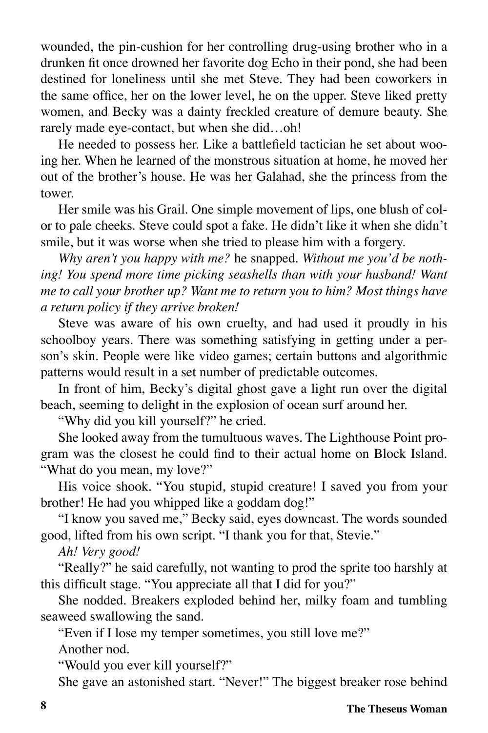wounded, the pin-cushion for her controlling drug-using brother who in a drunken fit once drowned her favorite dog Echo in their pond, she had been destined for loneliness until she met Steve. They had been coworkers in the same office, her on the lower level, he on the upper. Steve liked pretty women, and Becky was a dainty freckled creature of demure beauty. She rarely made eye-contact, but when she did…oh!

He needed to possess her. Like a battlefield tactician he set about wooing her. When he learned of the monstrous situation at home, he moved her out of the brother's house. He was her Galahad, she the princess from the tower.

Her smile was his Grail. One simple movement of lips, one blush of color to pale cheeks. Steve could spot a fake. He didn't like it when she didn't smile, but it was worse when she tried to please him with a forgery.

*Why aren't you happy with me?* he snapped. *Without me you'd be nothing! You spend more time picking seashells than with your husband! Want me to call your brother up? Want me to return you to him? Most things have a return policy if they arrive broken!*

Steve was aware of his own cruelty, and had used it proudly in his schoolboy years. There was something satisfying in getting under a person's skin. People were like video games; certain buttons and algorithmic patterns would result in a set number of predictable outcomes.

In front of him, Becky's digital ghost gave a light run over the digital beach, seeming to delight in the explosion of ocean surf around her.

"Why did you kill yourself?" he cried.

She looked away from the tumultuous waves. The Lighthouse Point program was the closest he could find to their actual home on Block Island. "What do you mean, my love?"

His voice shook. "You stupid, stupid creature! I saved you from your brother! He had you whipped like a goddam dog!"

"I know you saved me," Becky said, eyes downcast. The words sounded good, lifted from his own script. "I thank you for that, Stevie."

*Ah! Very good!*

"Really?" he said carefully, not wanting to prod the sprite too harshly at this difficult stage. "You appreciate all that I did for you?"

She nodded. Breakers exploded behind her, milky foam and tumbling seaweed swallowing the sand.

"Even if I lose my temper sometimes, you still love me?"

Another nod.

"Would you ever kill yourself?"

She gave an astonished start. "Never!" The biggest breaker rose behind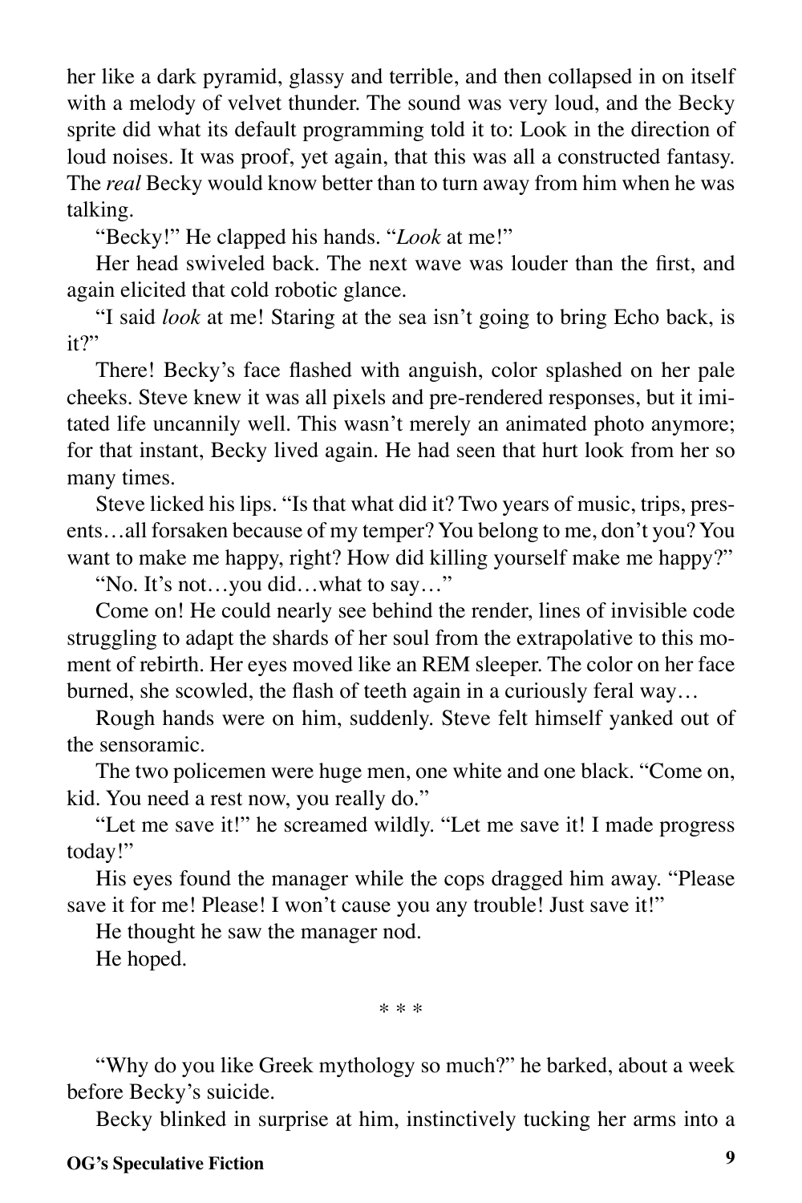her like a dark pyramid, glassy and terrible, and then collapsed in on itself with a melody of velvet thunder. The sound was very loud, and the Becky sprite did what its default programming told it to: Look in the direction of loud noises. It was proof, yet again, that this was all a constructed fantasy. The *real* Becky would know better than to turn away from him when he was talking.

"Becky!" He clapped his hands. "*Look* at me!"

Her head swiveled back. The next wave was louder than the first, and again elicited that cold robotic glance.

"I said *look* at me! Staring at the sea isn't going to bring Echo back, is it?"

There! Becky's face flashed with anguish, color splashed on her pale cheeks. Steve knew it was all pixels and pre-rendered responses, but it imitated life uncannily well. This wasn't merely an animated photo anymore; for that instant, Becky lived again. He had seen that hurt look from her so many times.

Steve licked his lips. "Is that what did it? Two years of music, trips, presents…all forsaken because of my temper? You belong to me, don't you? You want to make me happy, right? How did killing yourself make me happy?"

"No. It's not…you did…what to say…"

Come on! He could nearly see behind the render, lines of invisible code struggling to adapt the shards of her soul from the extrapolative to this moment of rebirth. Her eyes moved like an REM sleeper. The color on her face burned, she scowled, the flash of teeth again in a curiously feral way…

Rough hands were on him, suddenly. Steve felt himself yanked out of the sensoramic.

The two policemen were huge men, one white and one black. "Come on, kid. You need a rest now, you really do."

"Let me save it!" he screamed wildly. "Let me save it! I made progress today!"

His eyes found the manager while the cops dragged him away. "Please save it for me! Please! I won't cause you any trouble! Just save it!"

He thought he saw the manager nod.

He hoped.

\* \* \*

"Why do you like Greek mythology so much?" he barked, about a week before Becky's suicide.

Becky blinked in surprise at him, instinctively tucking her arms into a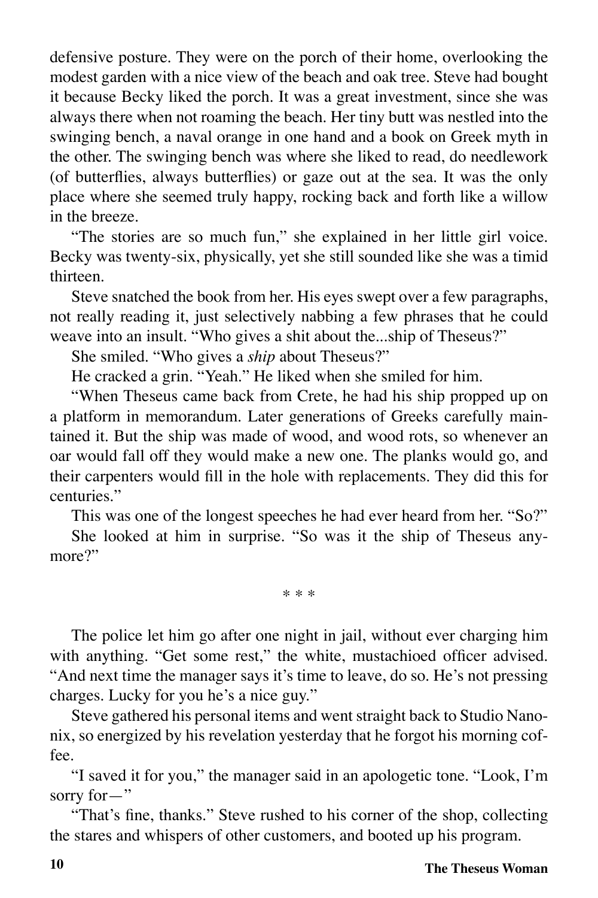defensive posture. They were on the porch of their home, overlooking the modest garden with a nice view of the beach and oak tree. Steve had bought it because Becky liked the porch. It was a great investment, since she was always there when not roaming the beach. Her tiny butt was nestled into the swinging bench, a naval orange in one hand and a book on Greek myth in the other. The swinging bench was where she liked to read, do needlework (of butterflies, always butterflies) or gaze out at the sea. It was the only place where she seemed truly happy, rocking back and forth like a willow in the breeze.

"The stories are so much fun," she explained in her little girl voice. Becky was twenty-six, physically, yet she still sounded like she was a timid thirteen.

Steve snatched the book from her. His eyes swept over a few paragraphs, not really reading it, just selectively nabbing a few phrases that he could weave into an insult. "Who gives a shit about the...ship of Theseus?"

She smiled. "Who gives a *ship* about Theseus?"

He cracked a grin. "Yeah." He liked when she smiled for him.

"When Theseus came back from Crete, he had his ship propped up on a platform in memorandum. Later generations of Greeks carefully maintained it. But the ship was made of wood, and wood rots, so whenever an oar would fall off they would make a new one. The planks would go, and their carpenters would fill in the hole with replacements. They did this for centuries."

This was one of the longest speeches he had ever heard from her. "So?"

She looked at him in surprise. "So was it the ship of Theseus anymore?"

\* \* \*

The police let him go after one night in jail, without ever charging him with anything. "Get some rest," the white, mustachioed officer advised. "And next time the manager says it's time to leave, do so. He's not pressing charges. Lucky for you he's a nice guy."

Steve gathered his personal items and went straight back to Studio Nanonix, so energized by his revelation yesterday that he forgot his morning coffee.

"I saved it for you," the manager said in an apologetic tone. "Look, I'm sorry for—"

"That's fine, thanks." Steve rushed to his corner of the shop, collecting the stares and whispers of other customers, and booted up his program.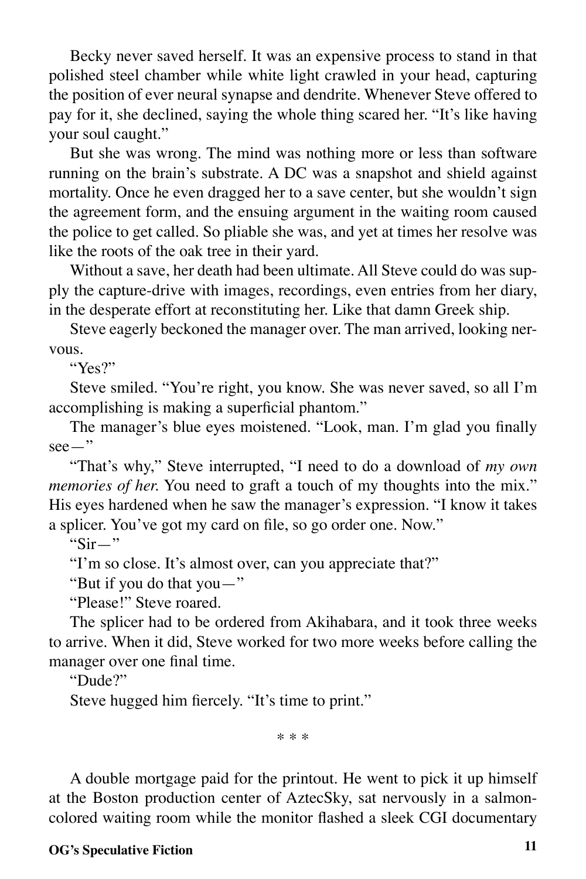Becky never saved herself. It was an expensive process to stand in that polished steel chamber while white light crawled in your head, capturing the position of ever neural synapse and dendrite. Whenever Steve offered to pay for it, she declined, saying the whole thing scared her. "It's like having your soul caught."

But she was wrong. The mind was nothing more or less than software running on the brain's substrate. A DC was a snapshot and shield against mortality. Once he even dragged her to a save center, but she wouldn't sign the agreement form, and the ensuing argument in the waiting room caused the police to get called. So pliable she was, and yet at times her resolve was like the roots of the oak tree in their yard.

Without a save, her death had been ultimate. All Steve could do was supply the capture-drive with images, recordings, even entries from her diary, in the desperate effort at reconstituting her. Like that damn Greek ship.

Steve eagerly beckoned the manager over. The man arrived, looking nervous.

"Yes?"

Steve smiled. "You're right, you know. She was never saved, so all I'm accomplishing is making a superficial phantom."

The manager's blue eyes moistened. "Look, man. I'm glad you finally see—"

"That's why," Steve interrupted, "I need to do a download of *my own memories of her.* You need to graft a touch of my thoughts into the mix." His eyes hardened when he saw the manager's expression. "I know it takes a splicer. You've got my card on file, so go order one. Now."

"Sir—"

"I'm so close. It's almost over, can you appreciate that?"

"But if you do that you—"

"Please!" Steve roared.

The splicer had to be ordered from Akihabara, and it took three weeks to arrive. When it did, Steve worked for two more weeks before calling the manager over one final time.

"Dude?"

Steve hugged him fiercely. "It's time to print."

\* \* \*

A double mortgage paid for the printout. He went to pick it up himself at the Boston production center of AztecSky, sat nervously in a salmon-colored waiting room while the monitor flashed a sleek CGI documentary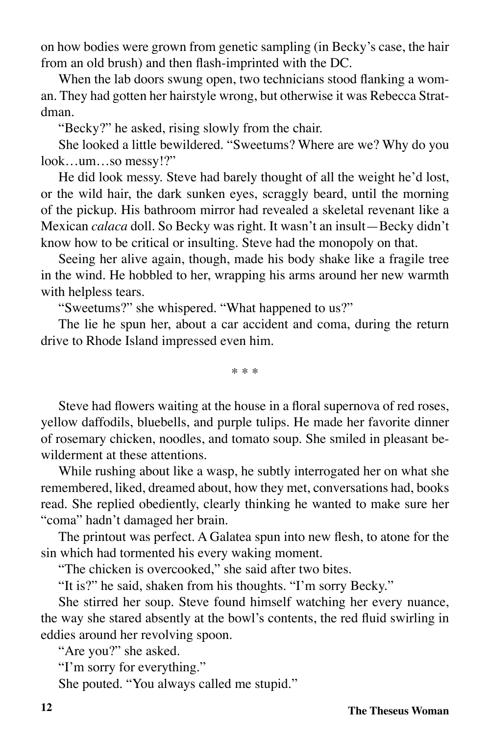on how bodies were grown from genetic sampling (in Becky's case, the hair from an old brush) and then flash-imprinted with the DC.

When the lab doors swung open, two technicians stood flanking a woman. They had gotten her hairstyle wrong, but otherwise it was Rebecca Stratdman.

"Becky?" he asked, rising slowly from the chair.

She looked a little bewildered. "Sweetums? Where are we? Why do you look…um…so messy!?"

He did look messy. Steve had barely thought of all the weight he'd lost, or the wild hair, the dark sunken eyes, scraggly beard, until the morning of the pickup. His bathroom mirror had revealed a skeletal revenant like a Mexican *calaca* doll. So Becky was right. It wasn't an insult—Becky didn't know how to be critical or insulting. Steve had the monopoly on that.

Seeing her alive again, though, made his body shake like a fragile tree in the wind. He hobbled to her, wrapping his arms around her new warmth with helpless tears.

"Sweetums?" she whispered. "What happened to us?"

The lie he spun her, about a car accident and coma, during the return drive to Rhode Island impressed even him.

\* \* \*

Steve had flowers waiting at the house in a floral supernova of red roses, yellow daffodils, bluebells, and purple tulips. He made her favorite dinner of rosemary chicken, noodles, and tomato soup. She smiled in pleasant bewilderment at these attentions.

While rushing about like a wasp, he subtly interrogated her on what she remembered, liked, dreamed about, how they met, conversations had, books read. She replied obediently, clearly thinking he wanted to make sure her "coma" hadn't damaged her brain.

The printout was perfect. A Galatea spun into new flesh, to atone for the sin which had tormented his every waking moment.

"The chicken is overcooked," she said after two bites.

"It is?" he said, shaken from his thoughts. "I'm sorry Becky."

She stirred her soup. Steve found himself watching her every nuance, the way she stared absently at the bowl's contents, the red fluid swirling in eddies around her revolving spoon.

"Are you?" she asked.

"I'm sorry for everything."

She pouted. "You always called me stupid."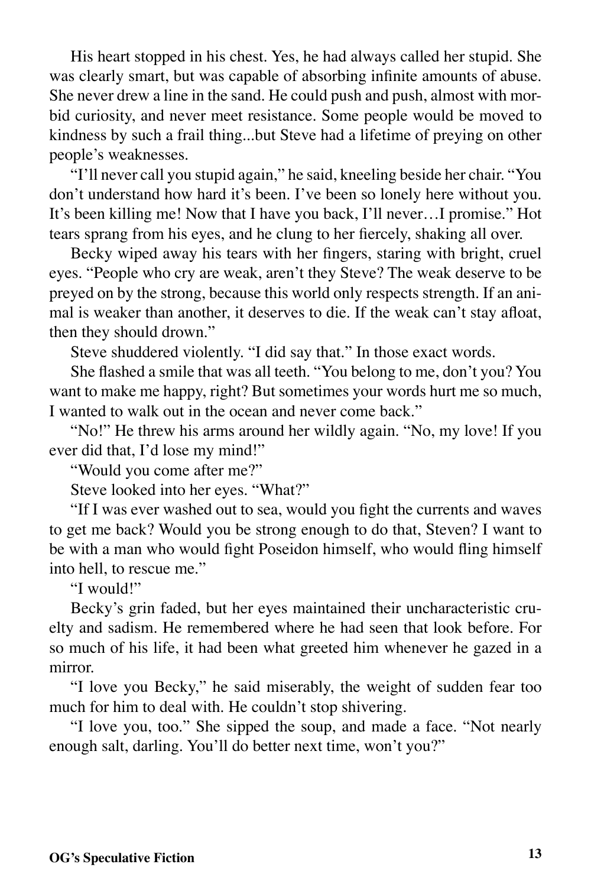His heart stopped in his chest. Yes, he had always called her stupid. She was clearly smart, but was capable of absorbing infinite amounts of abuse. She never drew a line in the sand. He could push and push, almost with morbid curiosity, and never meet resistance. Some people would be moved to kindness by such a frail thing...but Steve had a lifetime of preying on other people's weaknesses.

"I'll never call you stupid again," he said, kneeling beside her chair. "You don't understand how hard it's been. I've been so lonely here without you. It's been killing me! Now that I have you back, I'll never…I promise." Hot tears sprang from his eyes, and he clung to her fiercely, shaking all over.

Becky wiped away his tears with her fingers, staring with bright, cruel eyes. "People who cry are weak, aren't they Steve? The weak deserve to be preyed on by the strong, because this world only respects strength. If an animal is weaker than another, it deserves to die. If the weak can't stay afloat, then they should drown."

Steve shuddered violently. "I did say that." In those exact words.

She flashed a smile that was all teeth. "You belong to me, don't you? You want to make me happy, right? But sometimes your words hurt me so much, I wanted to walk out in the ocean and never come back."

"No!" He threw his arms around her wildly again. "No, my love! If you ever did that, I'd lose my mind!"

"Would you come after me?"

Steve looked into her eyes. "What?"

"If I was ever washed out to sea, would you fight the currents and waves to get me back? Would you be strong enough to do that, Steven? I want to be with a man who would fight Poseidon himself, who would fling himself into hell, to rescue me."

"I would!"

Becky's grin faded, but her eyes maintained their uncharacteristic cruelty and sadism. He remembered where he had seen that look before. For so much of his life, it had been what greeted him whenever he gazed in a mirror.

"I love you Becky," he said miserably, the weight of sudden fear too much for him to deal with. He couldn't stop shivering.

"I love you, too." She sipped the soup, and made a face. "Not nearly enough salt, darling. You'll do better next time, won't you?"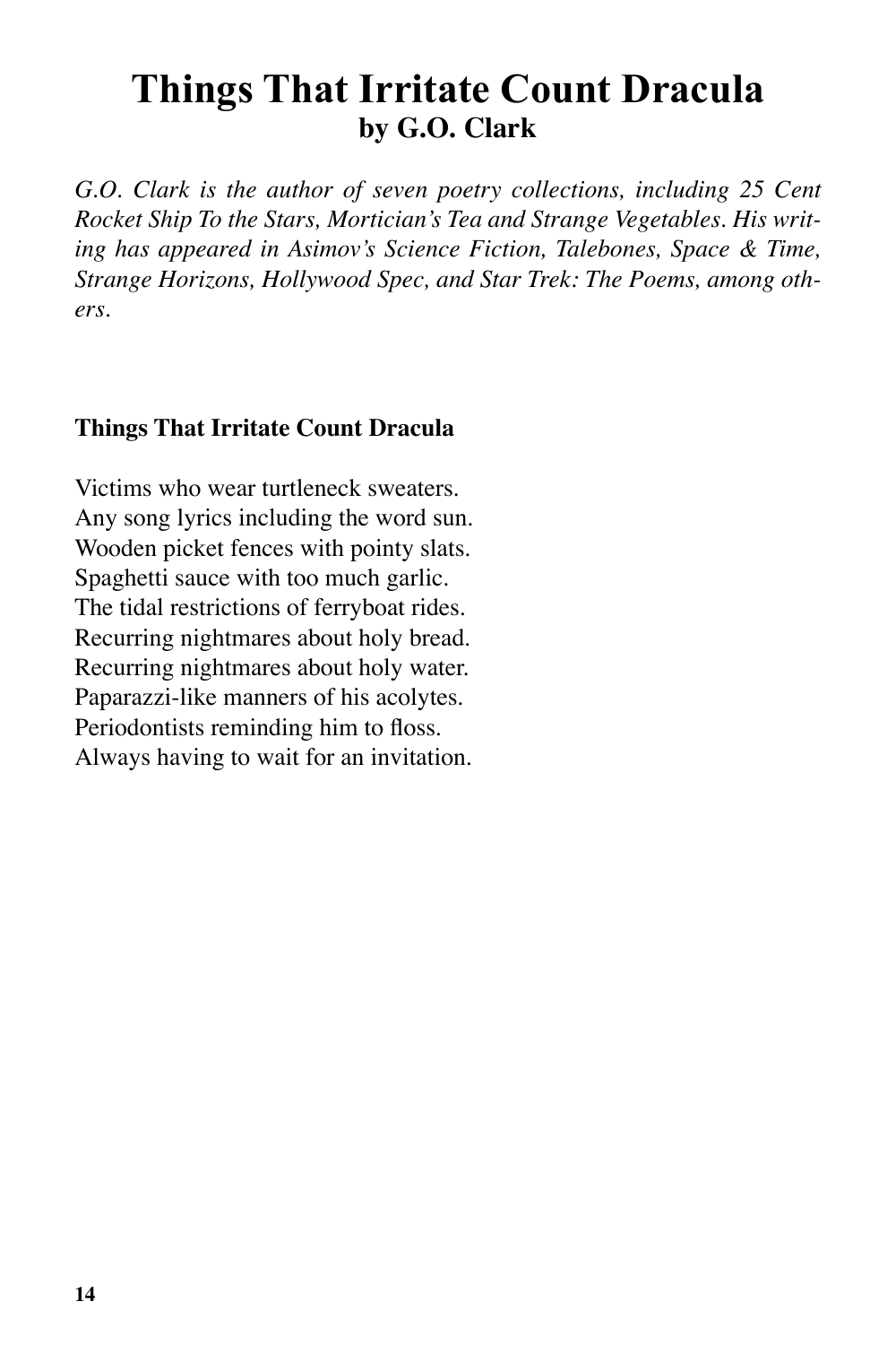# Things That Irritate Count Dracula
## by G.O. Clark

*G.O. Clark is the author of seven poetry collections, including 25 Cent Rocket Ship To the Stars, Mortician's Tea and Strange Vegetables. His writing has appeared in Asimov's Science Fiction, Talebones, Space & Time, Strange Horizons, Hollywood Spec, and Star Trek: The Poems, among others.*

**Things That Irritate Count Dracula**

Victims who wear turtleneck sweaters.
Any song lyrics including the word sun.
Wooden picket fences with pointy slats.
Spaghetti sauce with too much garlic.
The tidal restrictions of ferryboat rides.
Recurring nightmares about holy bread.
Recurring nightmares about holy water.
Paparazzi-like manners of his acolytes.
Periodontists reminding him to floss.
Always having to wait for an invitation.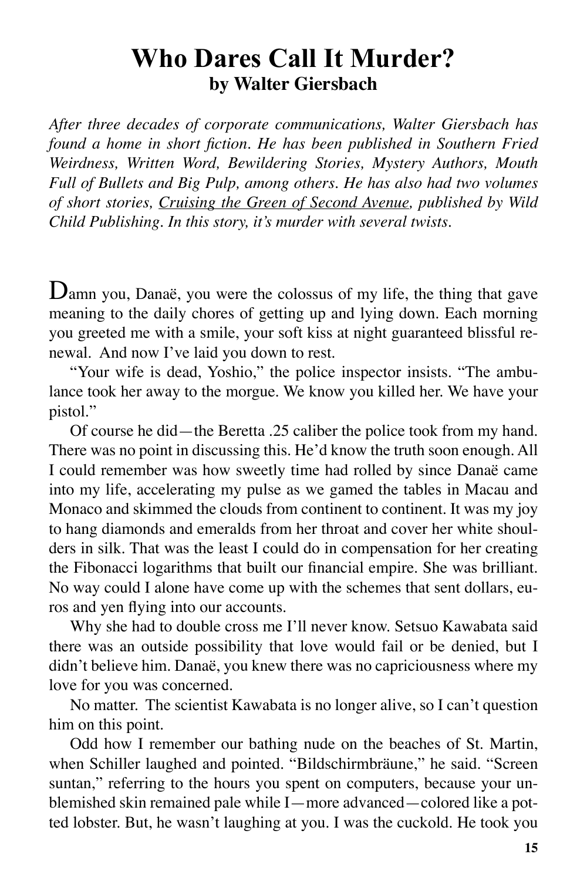# Who Dares Call It Murder?
## by Walter Giersbach

*After three decades of corporate communications, Walter Giersbach has found a home in short fiction. He has been published in Southern Fried Weirdness, Written Word, Bewildering Stories, Mystery Authors, Mouth Full of Bullets and Big Pulp, among others. He has also had two volumes of short stories, Cruising the Green of Second Avenue, published by Wild Child Publishing. In this story, it's murder with several twists.*

Damn you, Danaë, you were the colossus of my life, the thing that gave meaning to the daily chores of getting up and lying down. Each morning you greeted me with a smile, your soft kiss at night guaranteed blissful renewal. And now I've laid you down to rest.

"Your wife is dead, Yoshio," the police inspector insists. "The ambulance took her away to the morgue. We know you killed her. We have your pistol."

Of course he did—the Beretta .25 caliber the police took from my hand. There was no point in discussing this. He'd know the truth soon enough. All I could remember was how sweetly time had rolled by since Danaë came into my life, accelerating my pulse as we gamed the tables in Macau and Monaco and skimmed the clouds from continent to continent. It was my joy to hang diamonds and emeralds from her throat and cover her white shoulders in silk. That was the least I could do in compensation for her creating the Fibonacci logarithms that built our financial empire. She was brilliant. No way could I alone have come up with the schemes that sent dollars, euros and yen flying into our accounts.

Why she had to double cross me I'll never know. Setsuo Kawabata said there was an outside possibility that love would fail or be denied, but I didn't believe him. Danaë, you knew there was no capriciousness where my love for you was concerned.

No matter. The scientist Kawabata is no longer alive, so I can't question him on this point.

Odd how I remember our bathing nude on the beaches of St. Martin, when Schiller laughed and pointed. "Bildschirmbräune," he said. "Screen suntan," referring to the hours you spent on computers, because your unblemished skin remained pale while I—more advanced—colored like a potted lobster. But, he wasn't laughing at you. I was the cuckold. He took you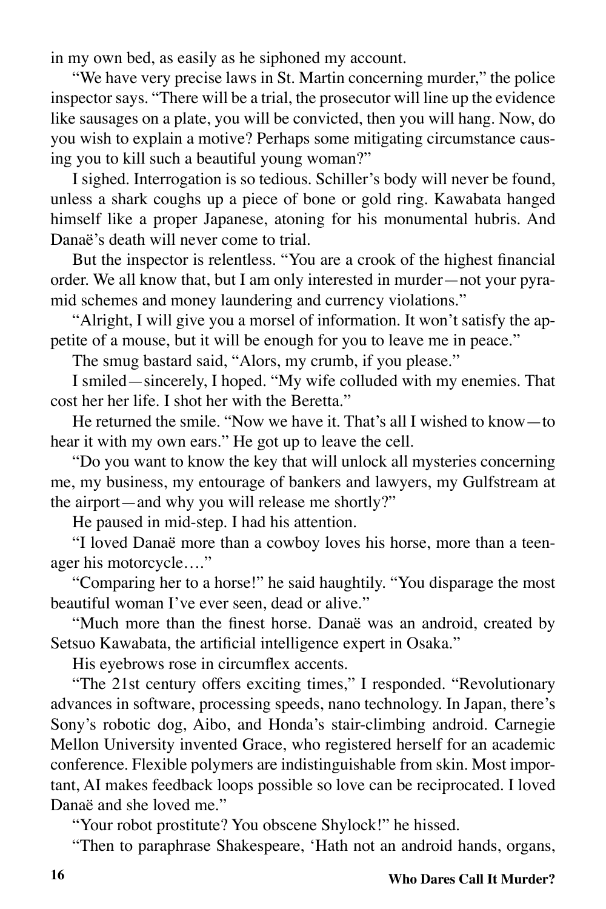in my own bed, as easily as he siphoned my account.

"We have very precise laws in St. Martin concerning murder," the police inspector says. "There will be a trial, the prosecutor will line up the evidence like sausages on a plate, you will be convicted, then you will hang. Now, do you wish to explain a motive? Perhaps some mitigating circumstance causing you to kill such a beautiful young woman?"

I sighed. Interrogation is so tedious. Schiller's body will never be found, unless a shark coughs up a piece of bone or gold ring. Kawabata hanged himself like a proper Japanese, atoning for his monumental hubris. And Danaë's death will never come to trial.

But the inspector is relentless. "You are a crook of the highest financial order. We all know that, but I am only interested in murder—not your pyramid schemes and money laundering and currency violations."

"Alright, I will give you a morsel of information. It won't satisfy the appetite of a mouse, but it will be enough for you to leave me in peace."

The smug bastard said, "Alors, my crumb, if you please."

I smiled—sincerely, I hoped. "My wife colluded with my enemies. That cost her her life. I shot her with the Beretta."

He returned the smile. "Now we have it. That's all I wished to know—to hear it with my own ears." He got up to leave the cell.

"Do you want to know the key that will unlock all mysteries concerning me, my business, my entourage of bankers and lawyers, my Gulfstream at the airport—and why you will release me shortly?"

He paused in mid-step. I had his attention.

"I loved Danaë more than a cowboy loves his horse, more than a teenager his motorcycle…."

"Comparing her to a horse!" he said haughtily. "You disparage the most beautiful woman I've ever seen, dead or alive."

"Much more than the finest horse. Danaë was an android, created by Setsuo Kawabata, the artificial intelligence expert in Osaka."

His eyebrows rose in circumflex accents.

"The 21st century offers exciting times," I responded. "Revolutionary advances in software, processing speeds, nano technology. In Japan, there's Sony's robotic dog, Aibo, and Honda's stair-climbing android. Carnegie Mellon University invented Grace, who registered herself for an academic conference. Flexible polymers are indistinguishable from skin. Most important, AI makes feedback loops possible so love can be reciprocated. I loved Danaë and she loved me."

"Your robot prostitute? You obscene Shylock!" he hissed.

"Then to paraphrase Shakespeare, 'Hath not an android hands, organs,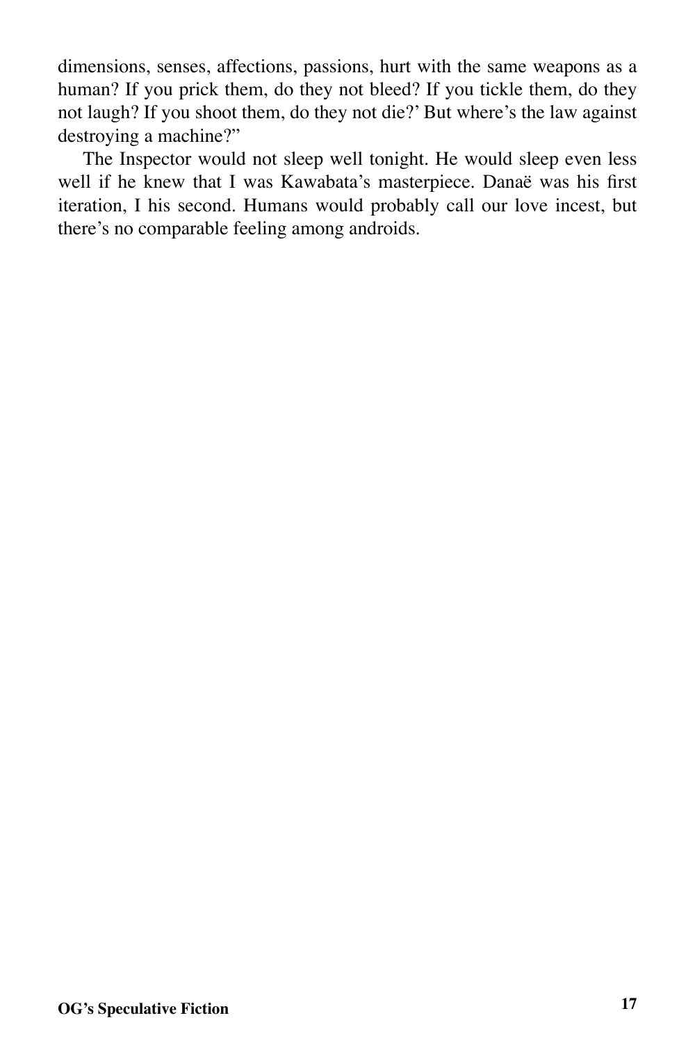dimensions, senses, affections, passions, hurt with the same weapons as a human? If you prick them, do they not bleed? If you tickle them, do they not laugh? If you shoot them, do they not die?' But where's the law against destroying a machine?"

The Inspector would not sleep well tonight. He would sleep even less well if he knew that I was Kawabata's masterpiece. Danaë was his first iteration, I his second. Humans would probably call our love incest, but there's no comparable feeling among androids.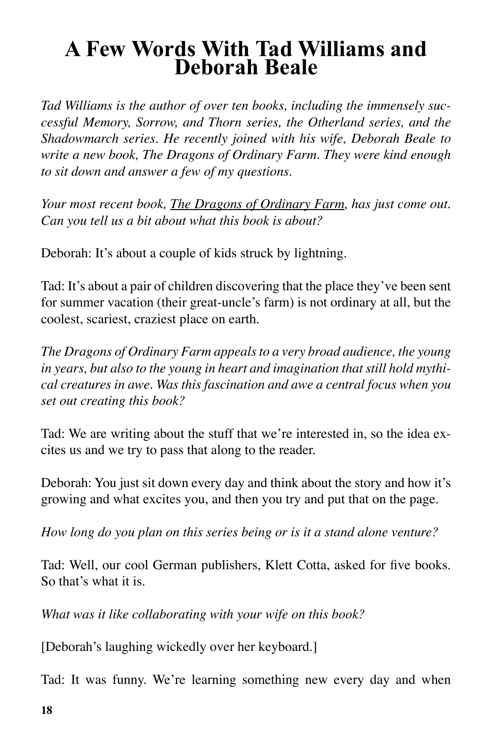# A Few Words With Tad Williams and Deborah Beale

*Tad Williams is the author of over ten books, including the immensely successful Memory, Sorrow, and Thorn series, the Otherland series, and the Shadowmarch series. He recently joined with his wife, Deborah Beale to write a new book, The Dragons of Ordinary Farm. They were kind enough to sit down and answer a few of my questions.*

*Your most recent book, <u>The Dragons of Ordinary Farm</u>, has just come out. Can you tell us a bit about what this book is about?*

Deborah: It's about a couple of kids struck by lightning.

Tad: It's about a pair of children discovering that the place they've been sent for summer vacation (their great-uncle's farm) is not ordinary at all, but the coolest, scariest, craziest place on earth.

*The Dragons of Ordinary Farm appeals to a very broad audience, the young in years, but also to the young in heart and imagination that still hold mythical creatures in awe. Was this fascination and awe a central focus when you set out creating this book?*

Tad: We are writing about the stuff that we're interested in, so the idea excites us and we try to pass that along to the reader.

Deborah: You just sit down every day and think about the story and how it's growing and what excites you, and then you try and put that on the page.

*How long do you plan on this series being or is it a stand alone venture?*

Tad: Well, our cool German publishers, Klett Cotta, asked for five books. So that's what it is.

*What was it like collaborating with your wife on this book?*

[Deborah's laughing wickedly over her keyboard.]

Tad: It was funny. We're learning something new every day and when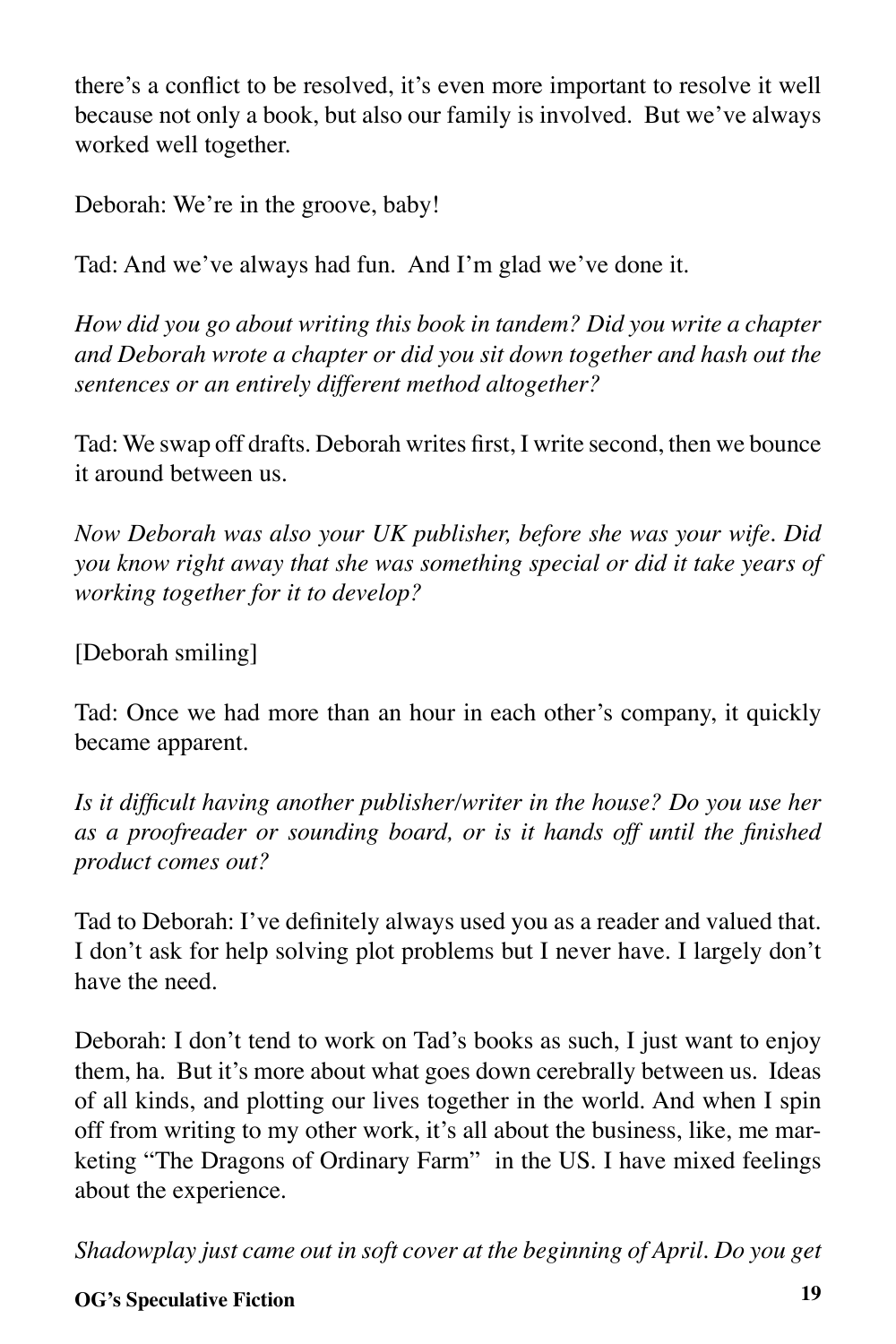there's a conflict to be resolved, it's even more important to resolve it well because not only a book, but also our family is involved.  But we've always worked well together.

Deborah: We're in the groove, baby!

Tad: And we've always had fun.  And I'm glad we've done it.

*How did you go about writing this book in tandem? Did you write a chapter and Deborah wrote a chapter or did you sit down together and hash out the sentences or an entirely different method altogether?*

Tad: We swap off drafts. Deborah writes first, I write second, then we bounce it around between us.

*Now Deborah was also your UK publisher, before she was your wife. Did you know right away that she was something special or did it take years of working together for it to develop?*

[Deborah smiling]

Tad: Once we had more than an hour in each other's company, it quickly became apparent.

*Is it difficult having another publisher/writer in the house? Do you use her as a proofreader or sounding board, or is it hands off until the finished product comes out?*

Tad to Deborah: I've definitely always used you as a reader and valued that. I don't ask for help solving plot problems but I never have. I largely don't have the need.

Deborah: I don't tend to work on Tad's books as such, I just want to enjoy them, ha.  But it's more about what goes down cerebrally between us.  Ideas of all kinds, and plotting our lives together in the world. And when I spin off from writing to my other work, it's all about the business, like, me marketing "The Dragons of Ordinary Farm"  in the US. I have mixed feelings about the experience.

*Shadowplay just came out in soft cover at the beginning of April. Do you get*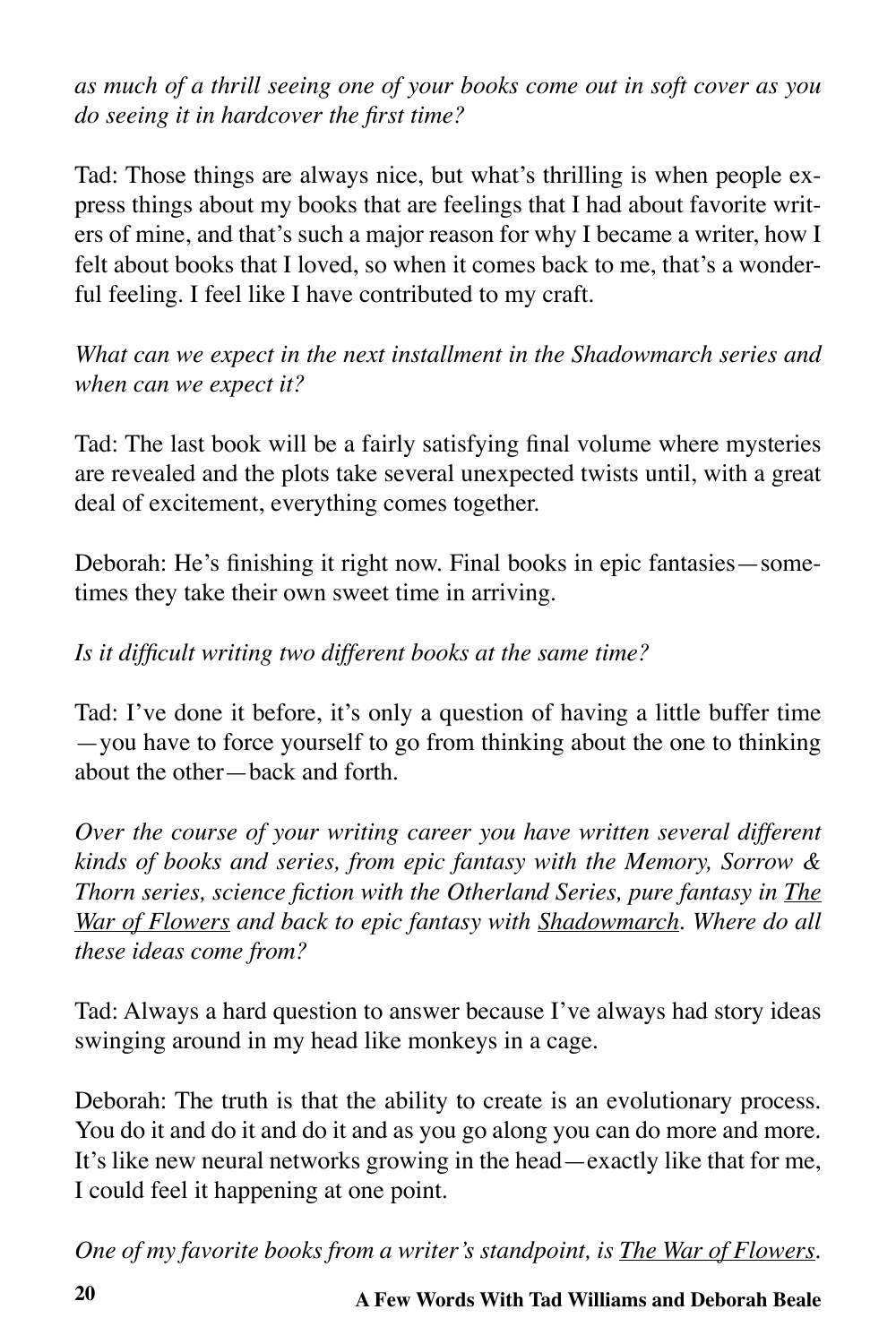*as much of a thrill seeing one of your books come out in soft cover as you do seeing it in hardcover the first time?*

Tad: Those things are always nice, but what's thrilling is when people express things about my books that are feelings that I had about favorite writers of mine, and that's such a major reason for why I became a writer, how I felt about books that I loved, so when it comes back to me, that's a wonderful feeling. I feel like I have contributed to my craft.

*What can we expect in the next installment in the Shadowmarch series and when can we expect it?*

Tad: The last book will be a fairly satisfying final volume where mysteries are revealed and the plots take several unexpected twists until, with a great deal of excitement, everything comes together.

Deborah: He's finishing it right now. Final books in epic fantasies—sometimes they take their own sweet time in arriving.

*Is it difficult writing two different books at the same time?*

Tad: I've done it before, it's only a question of having a little buffer time—you have to force yourself to go from thinking about the one to thinking about the other—back and forth.

*Over the course of your writing career you have written several different kinds of books and series, from epic fantasy with the Memory, Sorrow & Thorn series, science fiction with the Otherland Series, pure fantasy in <u>The War of Flowers</u> and back to epic fantasy with <u>Shadowmarch</u>. Where do all these ideas come from?*

Tad: Always a hard question to answer because I've always had story ideas swinging around in my head like monkeys in a cage.

Deborah: The truth is that the ability to create is an evolutionary process. You do it and do it and do it and as you go along you can do more and more. It's like new neural networks growing in the head—exactly like that for me, I could feel it happening at one point.

*One of my favorite books from a writer's standpoint, is <u>The War of Flowers</u>.*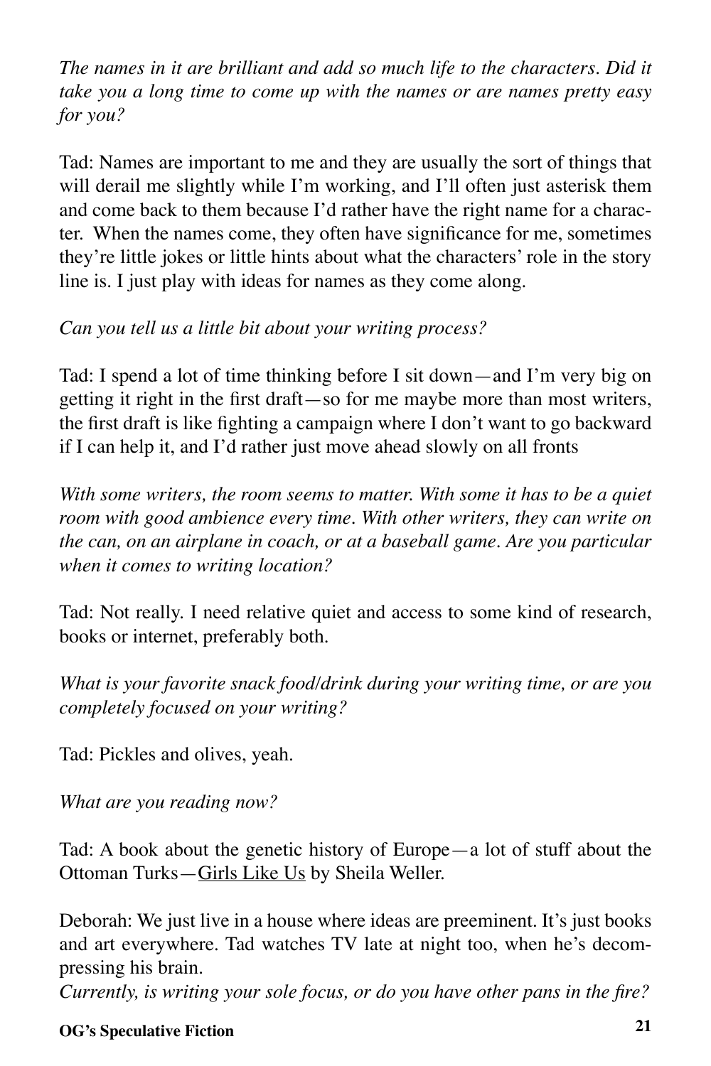*The names in it are brilliant and add so much life to the characters. Did it take you a long time to come up with the names or are names pretty easy for you?*

Tad: Names are important to me and they are usually the sort of things that will derail me slightly while I'm working, and I'll often just asterisk them and come back to them because I'd rather have the right name for a character. When the names come, they often have significance for me, sometimes they're little jokes or little hints about what the characters' role in the story line is. I just play with ideas for names as they come along.

*Can you tell us a little bit about your writing process?*

Tad: I spend a lot of time thinking before I sit down—and I'm very big on getting it right in the first draft—so for me maybe more than most writers, the first draft is like fighting a campaign where I don't want to go backward if I can help it, and I'd rather just move ahead slowly on all fronts

*With some writers, the room seems to matter. With some it has to be a quiet room with good ambience every time. With other writers, they can write on the can, on an airplane in coach, or at a baseball game. Are you particular when it comes to writing location?*

Tad: Not really. I need relative quiet and access to some kind of research, books or internet, preferably both.

*What is your favorite snack food/drink during your writing time, or are you completely focused on your writing?*

Tad: Pickles and olives, yeah.

*What are you reading now?*

Tad: A book about the genetic history of Europe—a lot of stuff about the Ottoman Turks—<u>Girls Like Us</u> by Sheila Weller.

Deborah: We just live in a house where ideas are preeminent. It's just books and art everywhere. Tad watches TV late at night too, when he's decompressing his brain.

*Currently, is writing your sole focus, or do you have other pans in the fire?*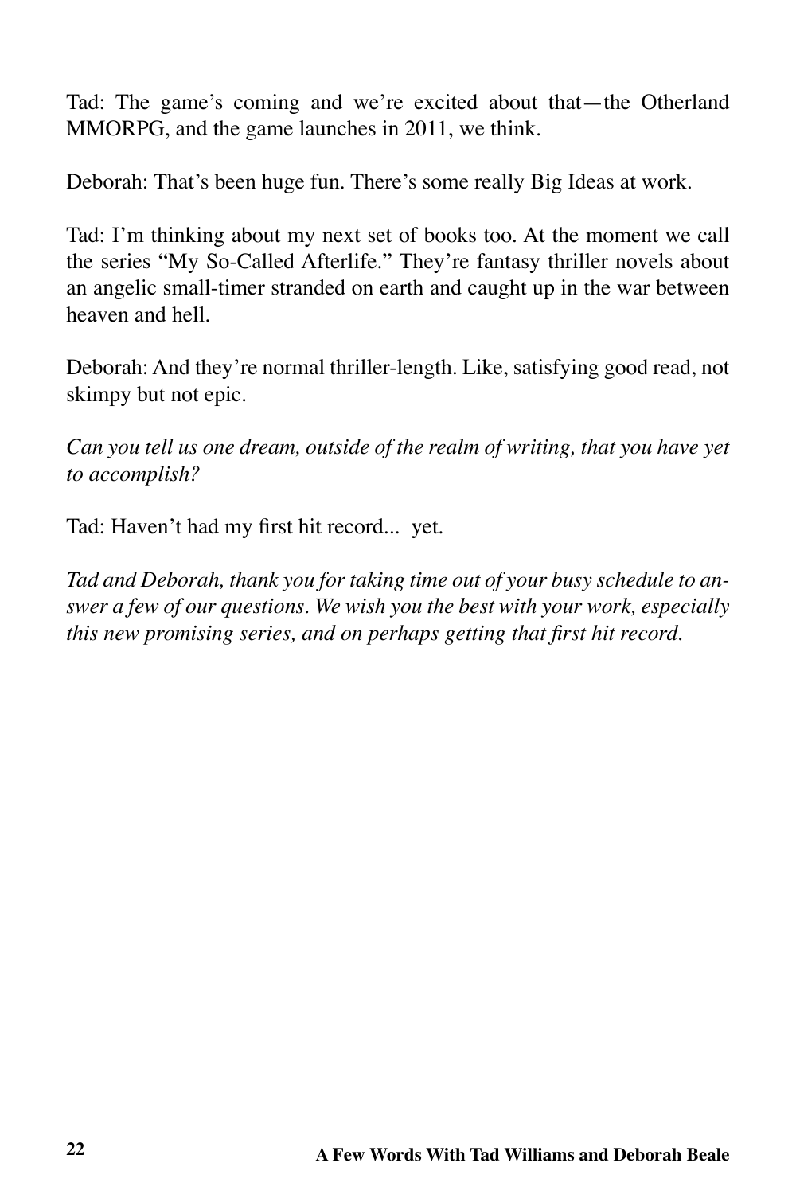Tad: The game's coming and we're excited about that—the Otherland MMORPG, and the game launches in 2011, we think.

Deborah: That's been huge fun. There's some really Big Ideas at work.

Tad: I'm thinking about my next set of books too. At the moment we call the series "My So-Called Afterlife." They're fantasy thriller novels about an angelic small-timer stranded on earth and caught up in the war between heaven and hell.

Deborah: And they're normal thriller-length. Like, satisfying good read, not skimpy but not epic.

*Can you tell us one dream, outside of the realm of writing, that you have yet to accomplish?*

Tad: Haven't had my first hit record... yet.

*Tad and Deborah, thank you for taking time out of your busy schedule to answer a few of our questions. We wish you the best with your work, especially this new promising series, and on perhaps getting that first hit record.*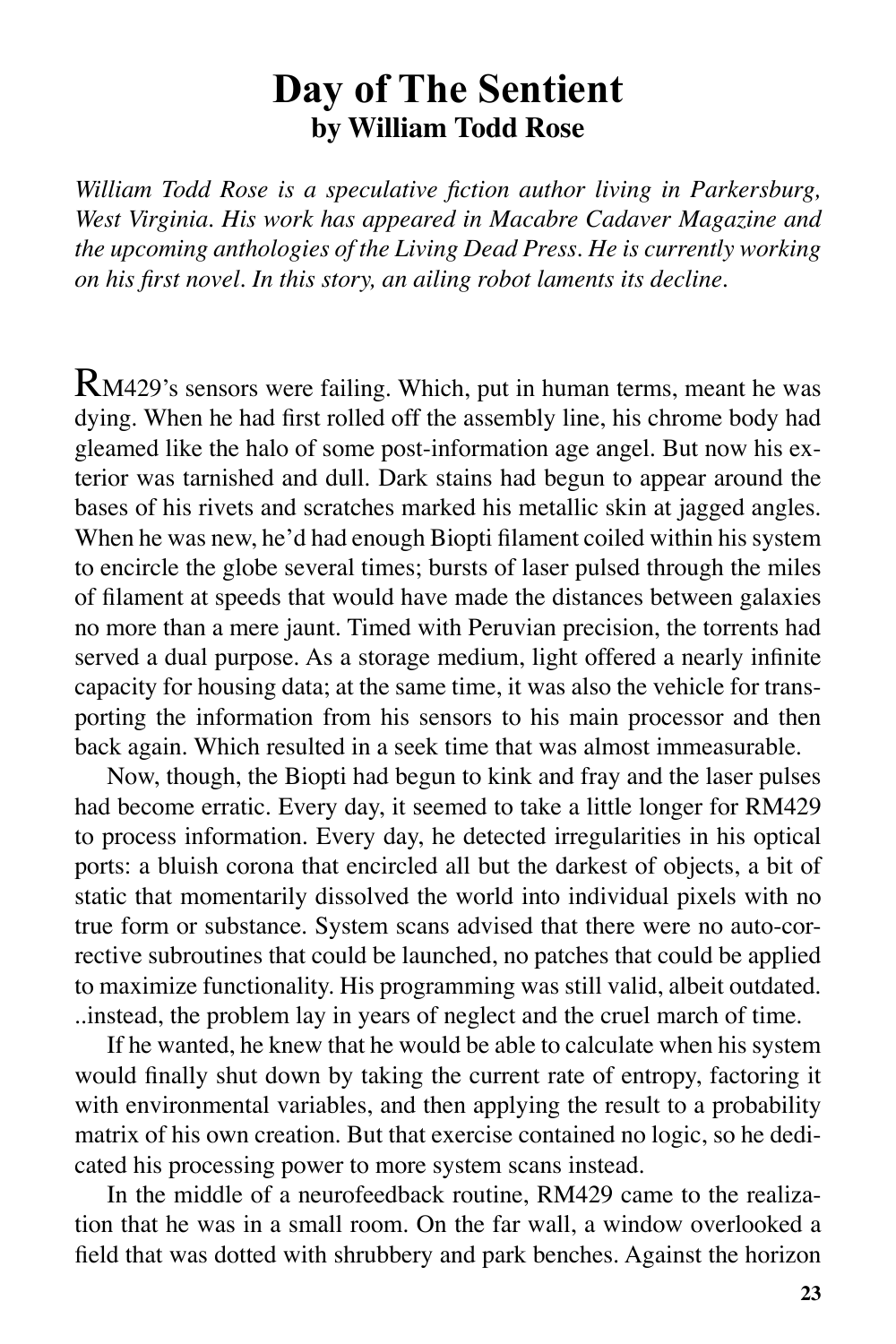# Day of The Sentient

## by William Todd Rose

*William Todd Rose is a speculative fiction author living in Parkersburg, West Virginia. His work has appeared in Macabre Cadaver Magazine and the upcoming anthologies of the Living Dead Press. He is currently working on his first novel. In this story, an ailing robot laments its decline.*

RM429's sensors were failing. Which, put in human terms, meant he was dying. When he had first rolled off the assembly line, his chrome body had gleamed like the halo of some post-information age angel. But now his exterior was tarnished and dull. Dark stains had begun to appear around the bases of his rivets and scratches marked his metallic skin at jagged angles. When he was new, he'd had enough Biopti filament coiled within his system to encircle the globe several times; bursts of laser pulsed through the miles of filament at speeds that would have made the distances between galaxies no more than a mere jaunt. Timed with Peruvian precision, the torrents had served a dual purpose. As a storage medium, light offered a nearly infinite capacity for housing data; at the same time, it was also the vehicle for transporting the information from his sensors to his main processor and then back again. Which resulted in a seek time that was almost immeasurable.

Now, though, the Biopti had begun to kink and fray and the laser pulses had become erratic. Every day, it seemed to take a little longer for RM429 to process information. Every day, he detected irregularities in his optical ports: a bluish corona that encircled all but the darkest of objects, a bit of static that momentarily dissolved the world into individual pixels with no true form or substance. System scans advised that there were no auto-corrective subroutines that could be launched, no patches that could be applied to maximize functionality. His programming was still valid, albeit outdated. ..instead, the problem lay in years of neglect and the cruel march of time.

If he wanted, he knew that he would be able to calculate when his system would finally shut down by taking the current rate of entropy, factoring it with environmental variables, and then applying the result to a probability matrix of his own creation. But that exercise contained no logic, so he dedicated his processing power to more system scans instead.

In the middle of a neurofeedback routine, RM429 came to the realization that he was in a small room. On the far wall, a window overlooked a field that was dotted with shrubbery and park benches. Against the horizon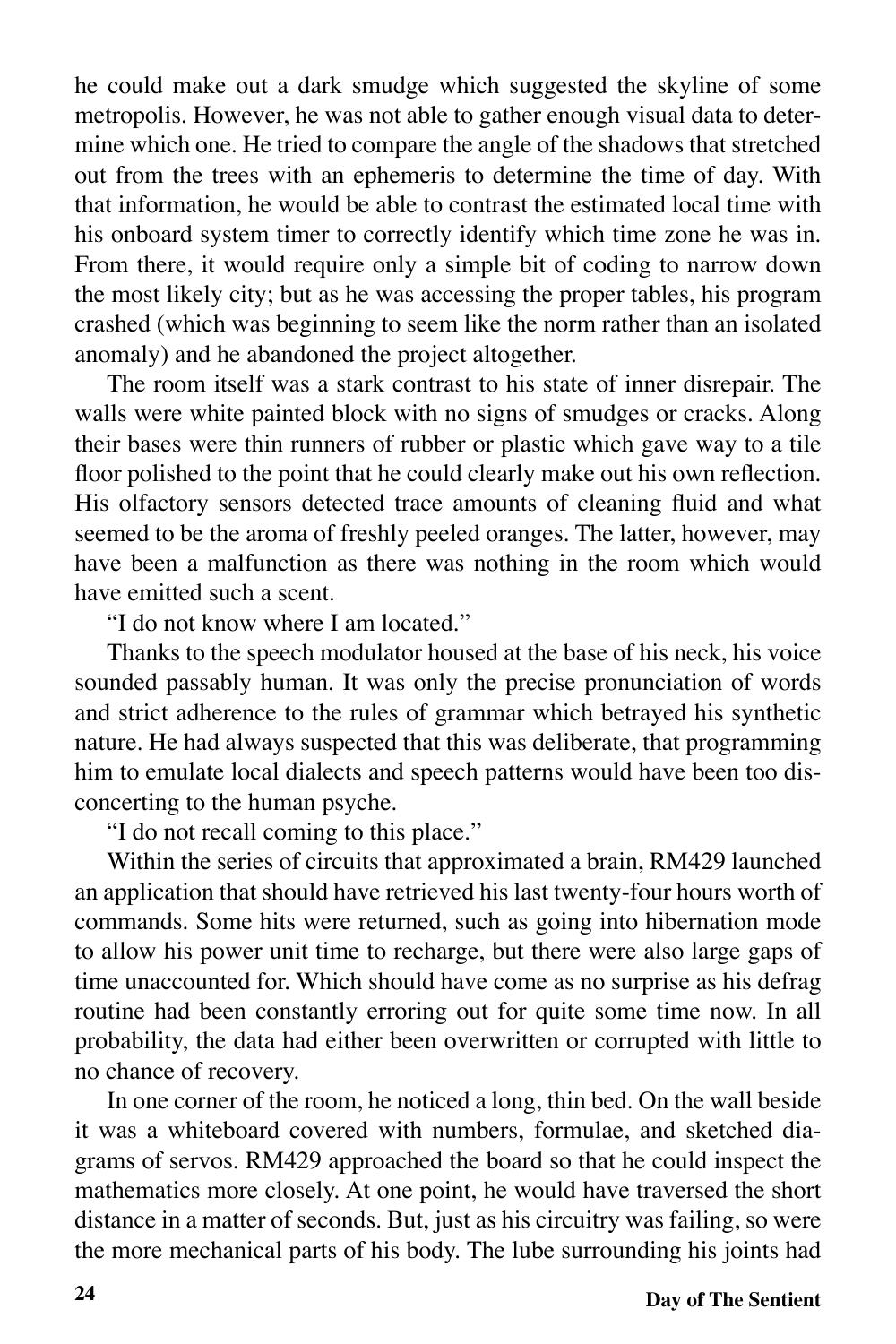he could make out a dark smudge which suggested the skyline of some metropolis. However, he was not able to gather enough visual data to determine which one. He tried to compare the angle of the shadows that stretched out from the trees with an ephemeris to determine the time of day. With that information, he would be able to contrast the estimated local time with his onboard system timer to correctly identify which time zone he was in. From there, it would require only a simple bit of coding to narrow down the most likely city; but as he was accessing the proper tables, his program crashed (which was beginning to seem like the norm rather than an isolated anomaly) and he abandoned the project altogether.

The room itself was a stark contrast to his state of inner disrepair. The walls were white painted block with no signs of smudges or cracks. Along their bases were thin runners of rubber or plastic which gave way to a tile floor polished to the point that he could clearly make out his own reflection. His olfactory sensors detected trace amounts of cleaning fluid and what seemed to be the aroma of freshly peeled oranges. The latter, however, may have been a malfunction as there was nothing in the room which would have emitted such a scent.

"I do not know where I am located."

Thanks to the speech modulator housed at the base of his neck, his voice sounded passably human. It was only the precise pronunciation of words and strict adherence to the rules of grammar which betrayed his synthetic nature. He had always suspected that this was deliberate, that programming him to emulate local dialects and speech patterns would have been too disconcerting to the human psyche.

"I do not recall coming to this place."

Within the series of circuits that approximated a brain, RM429 launched an application that should have retrieved his last twenty-four hours worth of commands. Some hits were returned, such as going into hibernation mode to allow his power unit time to recharge, but there were also large gaps of time unaccounted for. Which should have come as no surprise as his defrag routine had been constantly erroring out for quite some time now. In all probability, the data had either been overwritten or corrupted with little to no chance of recovery.

In one corner of the room, he noticed a long, thin bed. On the wall beside it was a whiteboard covered with numbers, formulae, and sketched diagrams of servos. RM429 approached the board so that he could inspect the mathematics more closely. At one point, he would have traversed the short distance in a matter of seconds. But, just as his circuitry was failing, so were the more mechanical parts of his body. The lube surrounding his joints had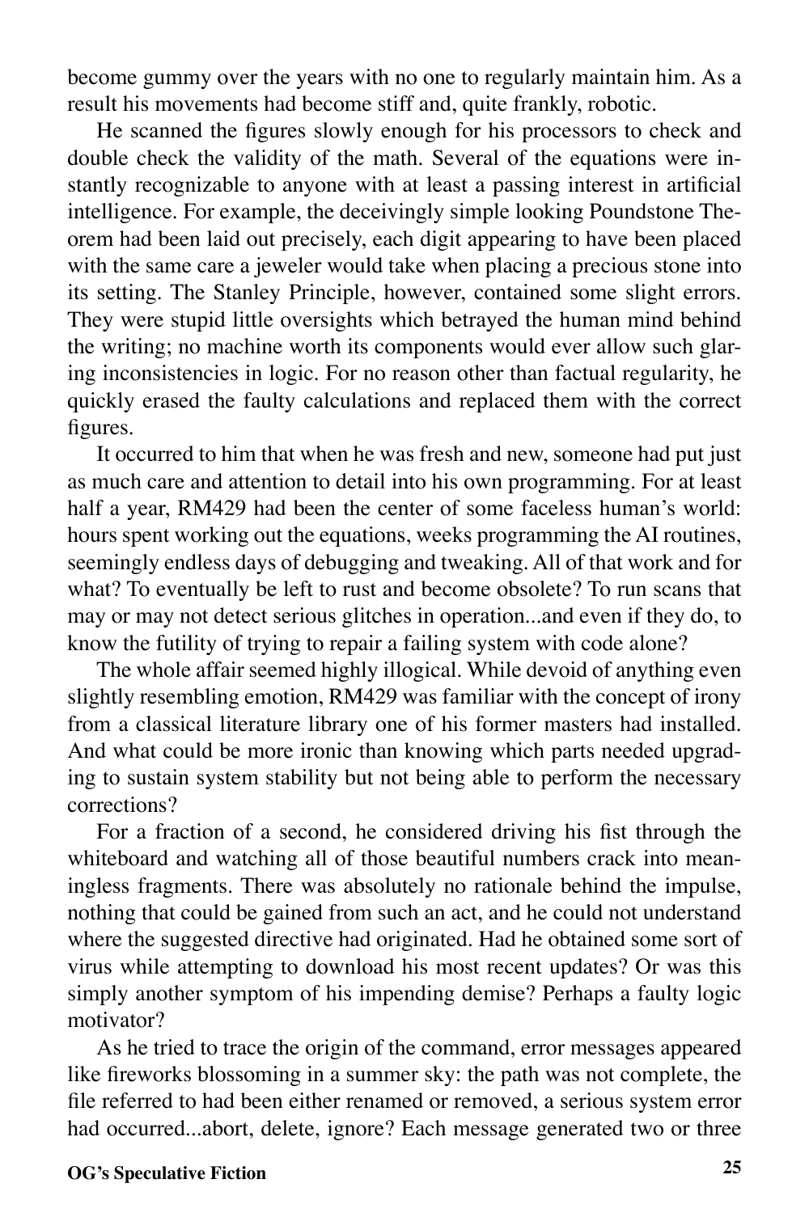become gummy over the years with no one to regularly maintain him. As a result his movements had become stiff and, quite frankly, robotic.

He scanned the figures slowly enough for his processors to check and double check the validity of the math. Several of the equations were instantly recognizable to anyone with at least a passing interest in artificial intelligence. For example, the deceivingly simple looking Poundstone Theorem had been laid out precisely, each digit appearing to have been placed with the same care a jeweler would take when placing a precious stone into its setting. The Stanley Principle, however, contained some slight errors. They were stupid little oversights which betrayed the human mind behind the writing; no machine worth its components would ever allow such glaring inconsistencies in logic. For no reason other than factual regularity, he quickly erased the faulty calculations and replaced them with the correct figures.

It occurred to him that when he was fresh and new, someone had put just as much care and attention to detail into his own programming. For at least half a year, RM429 had been the center of some faceless human's world: hours spent working out the equations, weeks programming the AI routines, seemingly endless days of debugging and tweaking. All of that work and for what? To eventually be left to rust and become obsolete? To run scans that may or may not detect serious glitches in operation...and even if they do, to know the futility of trying to repair a failing system with code alone?

The whole affair seemed highly illogical. While devoid of anything even slightly resembling emotion, RM429 was familiar with the concept of irony from a classical literature library one of his former masters had installed. And what could be more ironic than knowing which parts needed upgrading to sustain system stability but not being able to perform the necessary corrections?

For a fraction of a second, he considered driving his fist through the whiteboard and watching all of those beautiful numbers crack into meaningless fragments. There was absolutely no rationale behind the impulse, nothing that could be gained from such an act, and he could not understand where the suggested directive had originated. Had he obtained some sort of virus while attempting to download his most recent updates? Or was this simply another symptom of his impending demise? Perhaps a faulty logic motivator?

As he tried to trace the origin of the command, error messages appeared like fireworks blossoming in a summer sky: the path was not complete, the file referred to had been either renamed or removed, a serious system error had occurred...abort, delete, ignore? Each message generated two or three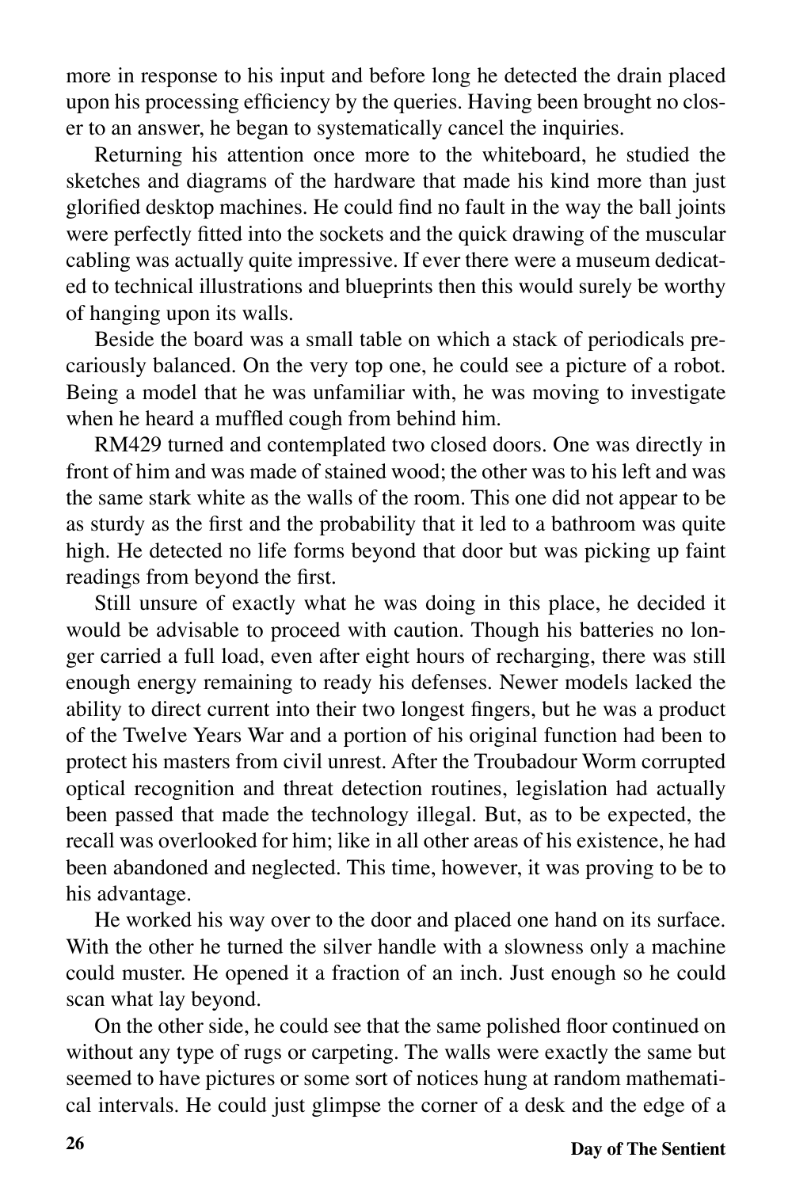more in response to his input and before long he detected the drain placed upon his processing efficiency by the queries. Having been brought no closer to an answer, he began to systematically cancel the inquiries.

Returning his attention once more to the whiteboard, he studied the sketches and diagrams of the hardware that made his kind more than just glorified desktop machines. He could find no fault in the way the ball joints were perfectly fitted into the sockets and the quick drawing of the muscular cabling was actually quite impressive. If ever there were a museum dedicated to technical illustrations and blueprints then this would surely be worthy of hanging upon its walls.

Beside the board was a small table on which a stack of periodicals precariously balanced. On the very top one, he could see a picture of a robot. Being a model that he was unfamiliar with, he was moving to investigate when he heard a muffled cough from behind him.

RM429 turned and contemplated two closed doors. One was directly in front of him and was made of stained wood; the other was to his left and was the same stark white as the walls of the room. This one did not appear to be as sturdy as the first and the probability that it led to a bathroom was quite high. He detected no life forms beyond that door but was picking up faint readings from beyond the first.

Still unsure of exactly what he was doing in this place, he decided it would be advisable to proceed with caution. Though his batteries no longer carried a full load, even after eight hours of recharging, there was still enough energy remaining to ready his defenses. Newer models lacked the ability to direct current into their two longest fingers, but he was a product of the Twelve Years War and a portion of his original function had been to protect his masters from civil unrest. After the Troubadour Worm corrupted optical recognition and threat detection routines, legislation had actually been passed that made the technology illegal. But, as to be expected, the recall was overlooked for him; like in all other areas of his existence, he had been abandoned and neglected. This time, however, it was proving to be to his advantage.

He worked his way over to the door and placed one hand on its surface. With the other he turned the silver handle with a slowness only a machine could muster. He opened it a fraction of an inch. Just enough so he could scan what lay beyond.

On the other side, he could see that the same polished floor continued on without any type of rugs or carpeting. The walls were exactly the same but seemed to have pictures or some sort of notices hung at random mathematical intervals. He could just glimpse the corner of a desk and the edge of a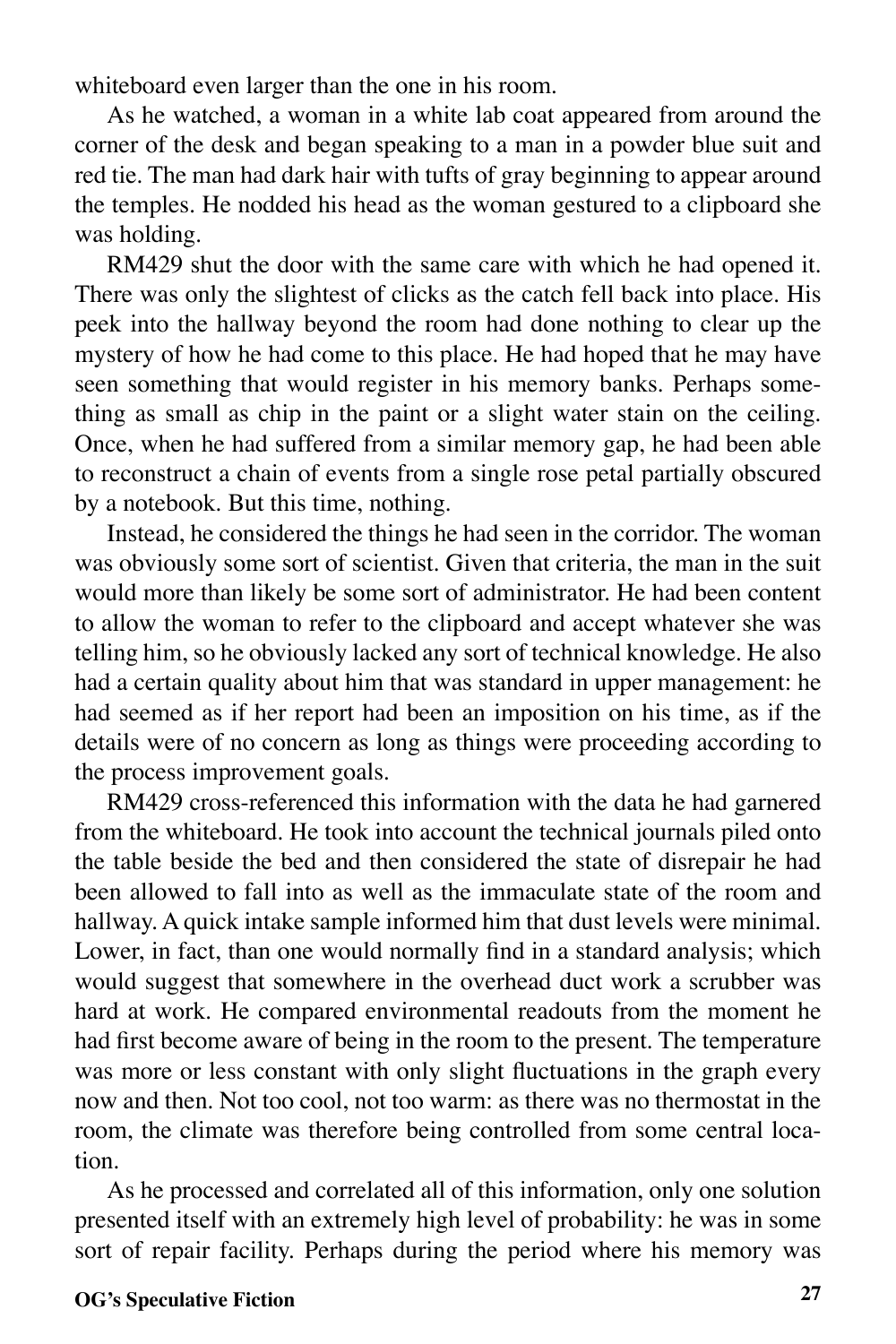whiteboard even larger than the one in his room.

As he watched, a woman in a white lab coat appeared from around the corner of the desk and began speaking to a man in a powder blue suit and red tie. The man had dark hair with tufts of gray beginning to appear around the temples. He nodded his head as the woman gestured to a clipboard she was holding.

RM429 shut the door with the same care with which he had opened it. There was only the slightest of clicks as the catch fell back into place. His peek into the hallway beyond the room had done nothing to clear up the mystery of how he had come to this place. He had hoped that he may have seen something that would register in his memory banks. Perhaps something as small as chip in the paint or a slight water stain on the ceiling. Once, when he had suffered from a similar memory gap, he had been able to reconstruct a chain of events from a single rose petal partially obscured by a notebook. But this time, nothing.

Instead, he considered the things he had seen in the corridor. The woman was obviously some sort of scientist. Given that criteria, the man in the suit would more than likely be some sort of administrator. He had been content to allow the woman to refer to the clipboard and accept whatever she was telling him, so he obviously lacked any sort of technical knowledge. He also had a certain quality about him that was standard in upper management: he had seemed as if her report had been an imposition on his time, as if the details were of no concern as long as things were proceeding according to the process improvement goals.

RM429 cross-referenced this information with the data he had garnered from the whiteboard. He took into account the technical journals piled onto the table beside the bed and then considered the state of disrepair he had been allowed to fall into as well as the immaculate state of the room and hallway. A quick intake sample informed him that dust levels were minimal. Lower, in fact, than one would normally find in a standard analysis; which would suggest that somewhere in the overhead duct work a scrubber was hard at work. He compared environmental readouts from the moment he had first become aware of being in the room to the present. The temperature was more or less constant with only slight fluctuations in the graph every now and then. Not too cool, not too warm: as there was no thermostat in the room, the climate was therefore being controlled from some central location.

As he processed and correlated all of this information, only one solution presented itself with an extremely high level of probability: he was in some sort of repair facility. Perhaps during the period where his memory was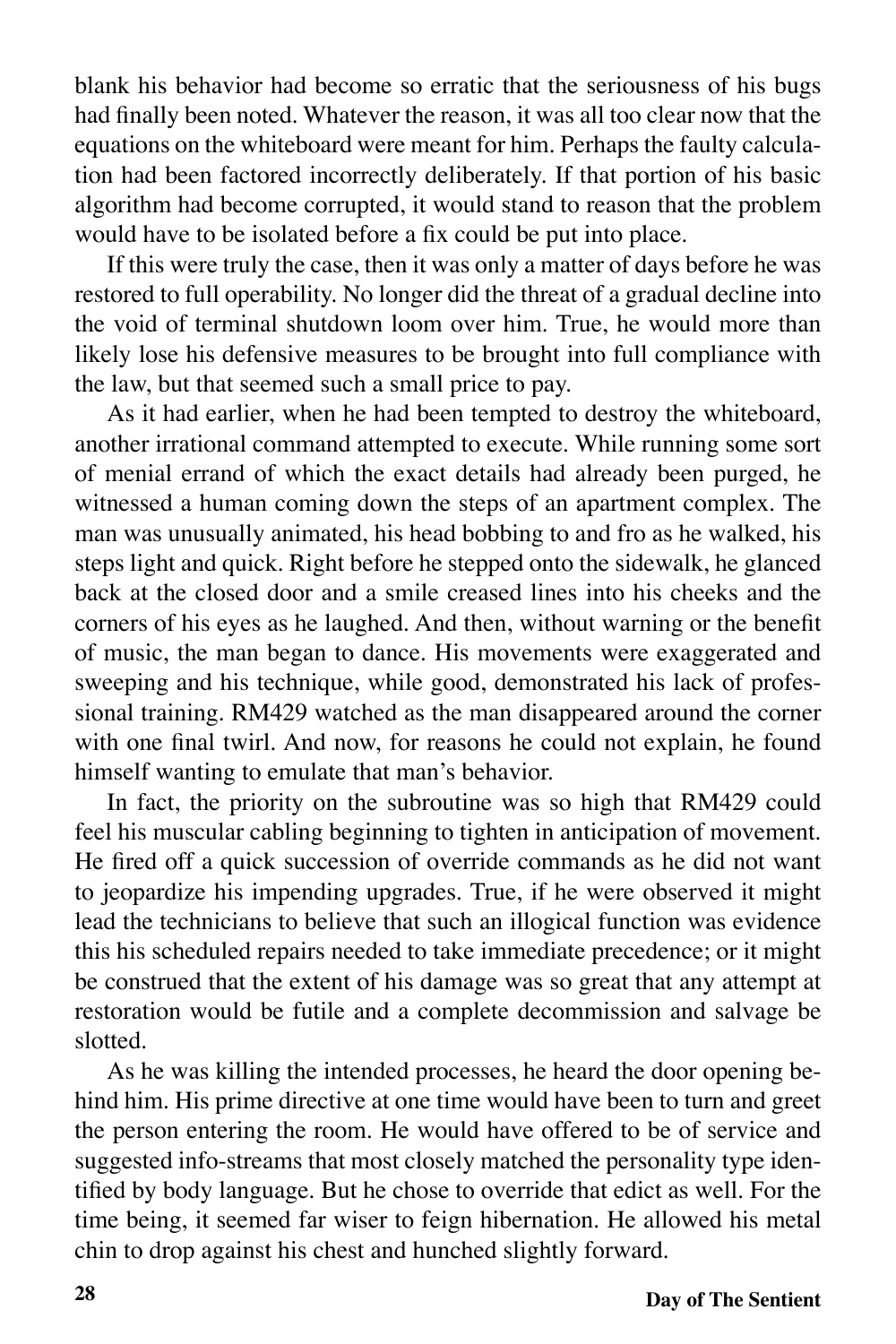blank his behavior had become so erratic that the seriousness of his bugs had finally been noted. Whatever the reason, it was all too clear now that the equations on the whiteboard were meant for him. Perhaps the faulty calculation had been factored incorrectly deliberately. If that portion of his basic algorithm had become corrupted, it would stand to reason that the problem would have to be isolated before a fix could be put into place.

If this were truly the case, then it was only a matter of days before he was restored to full operability. No longer did the threat of a gradual decline into the void of terminal shutdown loom over him. True, he would more than likely lose his defensive measures to be brought into full compliance with the law, but that seemed such a small price to pay.

As it had earlier, when he had been tempted to destroy the whiteboard, another irrational command attempted to execute. While running some sort of menial errand of which the exact details had already been purged, he witnessed a human coming down the steps of an apartment complex. The man was unusually animated, his head bobbing to and fro as he walked, his steps light and quick. Right before he stepped onto the sidewalk, he glanced back at the closed door and a smile creased lines into his cheeks and the corners of his eyes as he laughed. And then, without warning or the benefit of music, the man began to dance. His movements were exaggerated and sweeping and his technique, while good, demonstrated his lack of professional training. RM429 watched as the man disappeared around the corner with one final twirl. And now, for reasons he could not explain, he found himself wanting to emulate that man's behavior.

In fact, the priority on the subroutine was so high that RM429 could feel his muscular cabling beginning to tighten in anticipation of movement. He fired off a quick succession of override commands as he did not want to jeopardize his impending upgrades. True, if he were observed it might lead the technicians to believe that such an illogical function was evidence this his scheduled repairs needed to take immediate precedence; or it might be construed that the extent of his damage was so great that any attempt at restoration would be futile and a complete decommission and salvage be slotted.

As he was killing the intended processes, he heard the door opening behind him. His prime directive at one time would have been to turn and greet the person entering the room. He would have offered to be of service and suggested info-streams that most closely matched the personality type identified by body language. But he chose to override that edict as well. For the time being, it seemed far wiser to feign hibernation. He allowed his metal chin to drop against his chest and hunched slightly forward.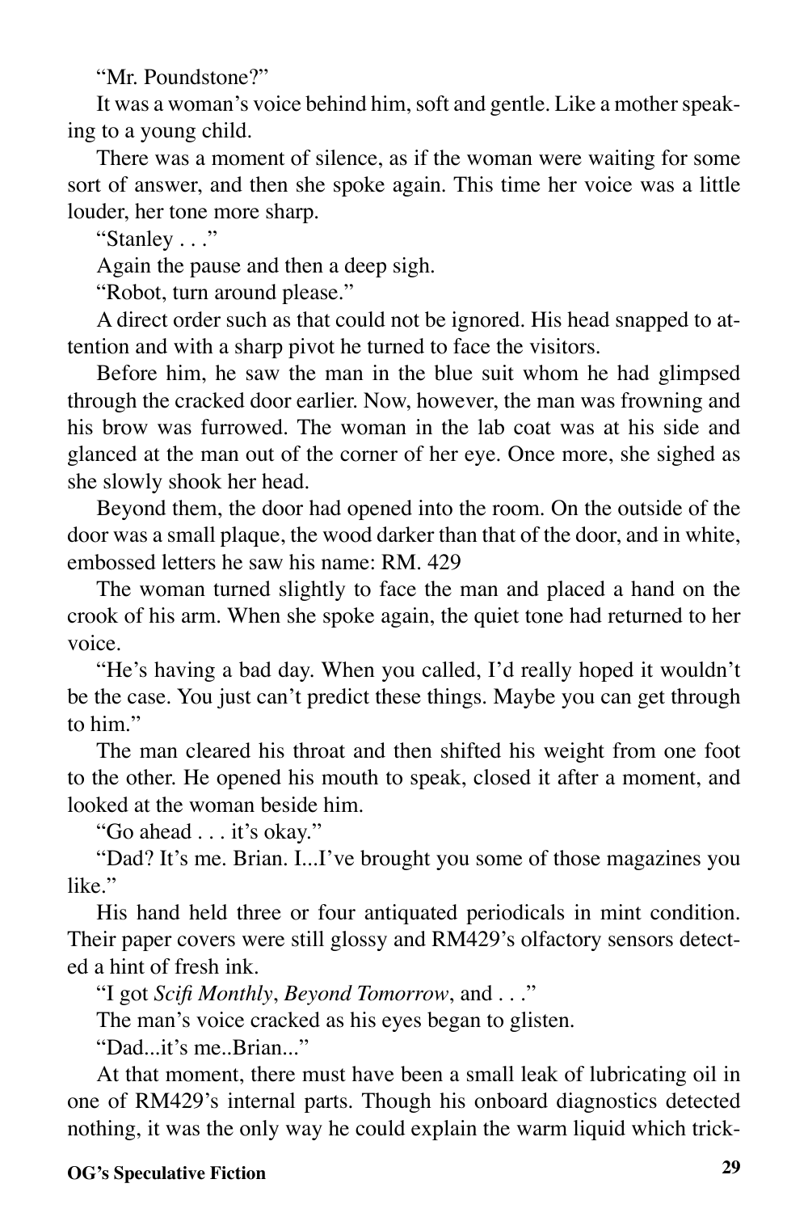"Mr. Poundstone?"

It was a woman's voice behind him, soft and gentle. Like a mother speaking to a young child.

There was a moment of silence, as if the woman were waiting for some sort of answer, and then she spoke again. This time her voice was a little louder, her tone more sharp.

"Stanley . . ."

Again the pause and then a deep sigh.

"Robot, turn around please."

A direct order such as that could not be ignored. His head snapped to attention and with a sharp pivot he turned to face the visitors.

Before him, he saw the man in the blue suit whom he had glimpsed through the cracked door earlier. Now, however, the man was frowning and his brow was furrowed. The woman in the lab coat was at his side and glanced at the man out of the corner of her eye. Once more, she sighed as she slowly shook her head.

Beyond them, the door had opened into the room. On the outside of the door was a small plaque, the wood darker than that of the door, and in white, embossed letters he saw his name: RM. 429

The woman turned slightly to face the man and placed a hand on the crook of his arm. When she spoke again, the quiet tone had returned to her voice.

"He's having a bad day. When you called, I'd really hoped it wouldn't be the case. You just can't predict these things. Maybe you can get through to him."

The man cleared his throat and then shifted his weight from one foot to the other. He opened his mouth to speak, closed it after a moment, and looked at the woman beside him.

"Go ahead . . . it's okay."

"Dad? It's me. Brian. I...I've brought you some of those magazines you like."

His hand held three or four antiquated periodicals in mint condition. Their paper covers were still glossy and RM429's olfactory sensors detected a hint of fresh ink.

"I got *Scifi Monthly*, *Beyond Tomorrow*, and . . ."

The man's voice cracked as his eyes began to glisten.

"Dad...it's me..Brian..."

At that moment, there must have been a small leak of lubricating oil in one of RM429's internal parts. Though his onboard diagnostics detected nothing, it was the only way he could explain the warm liquid which trick-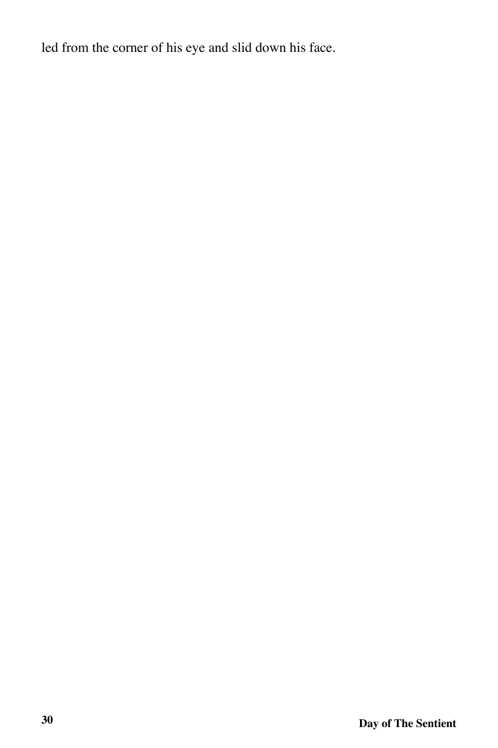led from the corner of his eye and slid down his face.